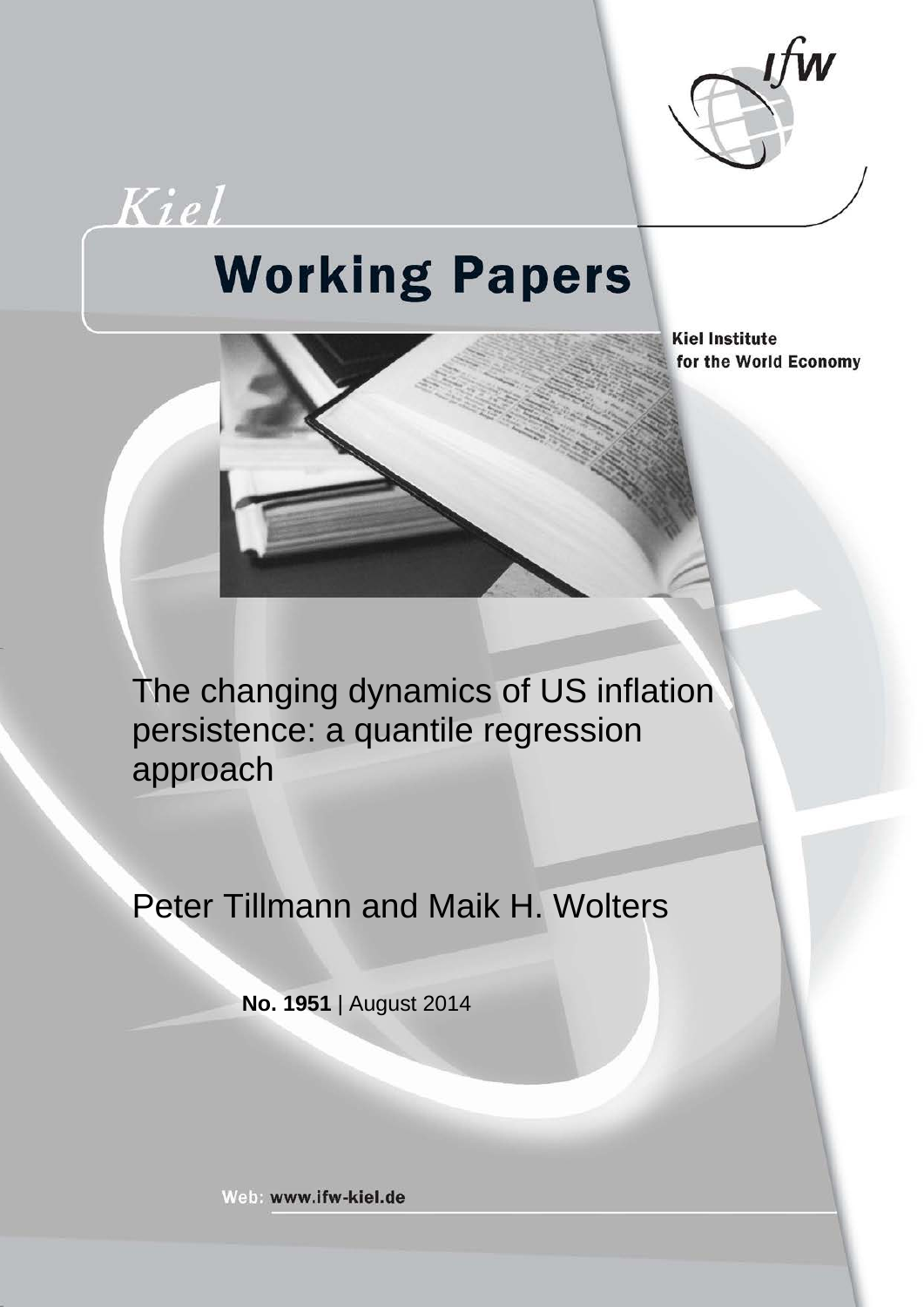Kiel

# Working Papers

Kiel Institute for the World Economy

The changing dynamics of US inflation persistence: a quantile regression approach

Peter Tillmann and Maik H. Wolters

**No. 1951** | August 2014

Web: www.ifw-kiel.de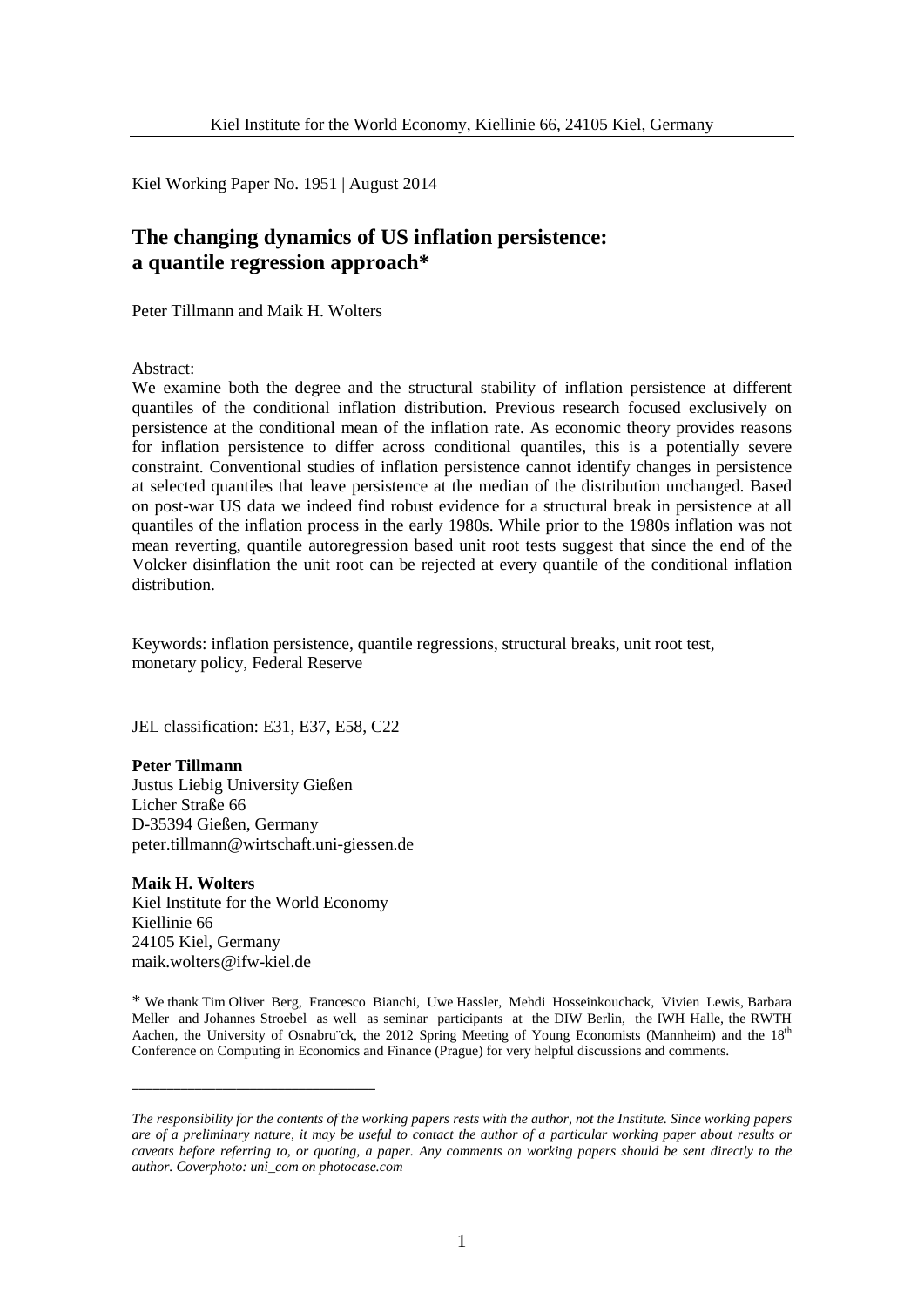Kiel Institute for the World Economy, Kiellinie 66, 24105 Kiel, Germany

Kiel Working Paper No. 1951 | August 2014

# The changing dynamics of US inflation persistence: a quantile regression approach*

Peter Tillmann and Maik H. Wolters

Abstract:
We examine both the degree and the structural stability of inflation persistence at different quantiles of the conditional inflation distribution. Previous research focused exclusively on persistence at the conditional mean of the inflation rate. As economic theory provides reasons for inflation persistence to differ across conditional quantiles, this is a potentially severe constraint. Conventional studies of inflation persistence cannot identify changes in persistence at selected quantiles that leave persistence at the median of the distribution unchanged. Based on post-war US data we indeed find robust evidence for a structural break in persistence at all quantiles of the inflation process in the early 1980s. While prior to the 1980s inflation was not mean reverting, quantile autoregression based unit root tests suggest that since the end of the Volcker disinflation the unit root can be rejected at every quantile of the conditional inflation distribution.

Keywords: inflation persistence, quantile regressions, structural breaks, unit root test, monetary policy, Federal Reserve

JEL classification: E31, E37, E58, C22

**Peter Tillmann**
Justus Liebig University Gießen
Licher Straße 66
D-35394 Gießen, Germany
peter.tillmann@wirtschaft.uni-giessen.de

**Maik H. Wolters**
Kiel Institute for the World Economy
Kiellinie 66
24105 Kiel, Germany
maik.wolters@ifw-kiel.de

* We thank Tim Oliver Berg, Francesco Bianchi, Uwe Hassler, Mehdi Hosseinkouchack, Vivien Lewis, Barbara Meller and Johannes Stroebel as well as seminar participants at the DIW Berlin, the IWH Halle, the RWTH Aachen, the University of Osnabrück, the 2012 Spring Meeting of Young Economists (Mannheim) and the 18th Conference on Computing in Economics and Finance (Prague) for very helpful discussions and comments.

---

*The responsibility for the contents of the working papers rests with the author, not the Institute. Since working papers are of a preliminary nature, it may be useful to contact the author of a particular working paper about results or caveats before referring to, or quoting, a paper. Any comments on working papers should be sent directly to the author. Coverphoto: uni_com on photocase.com*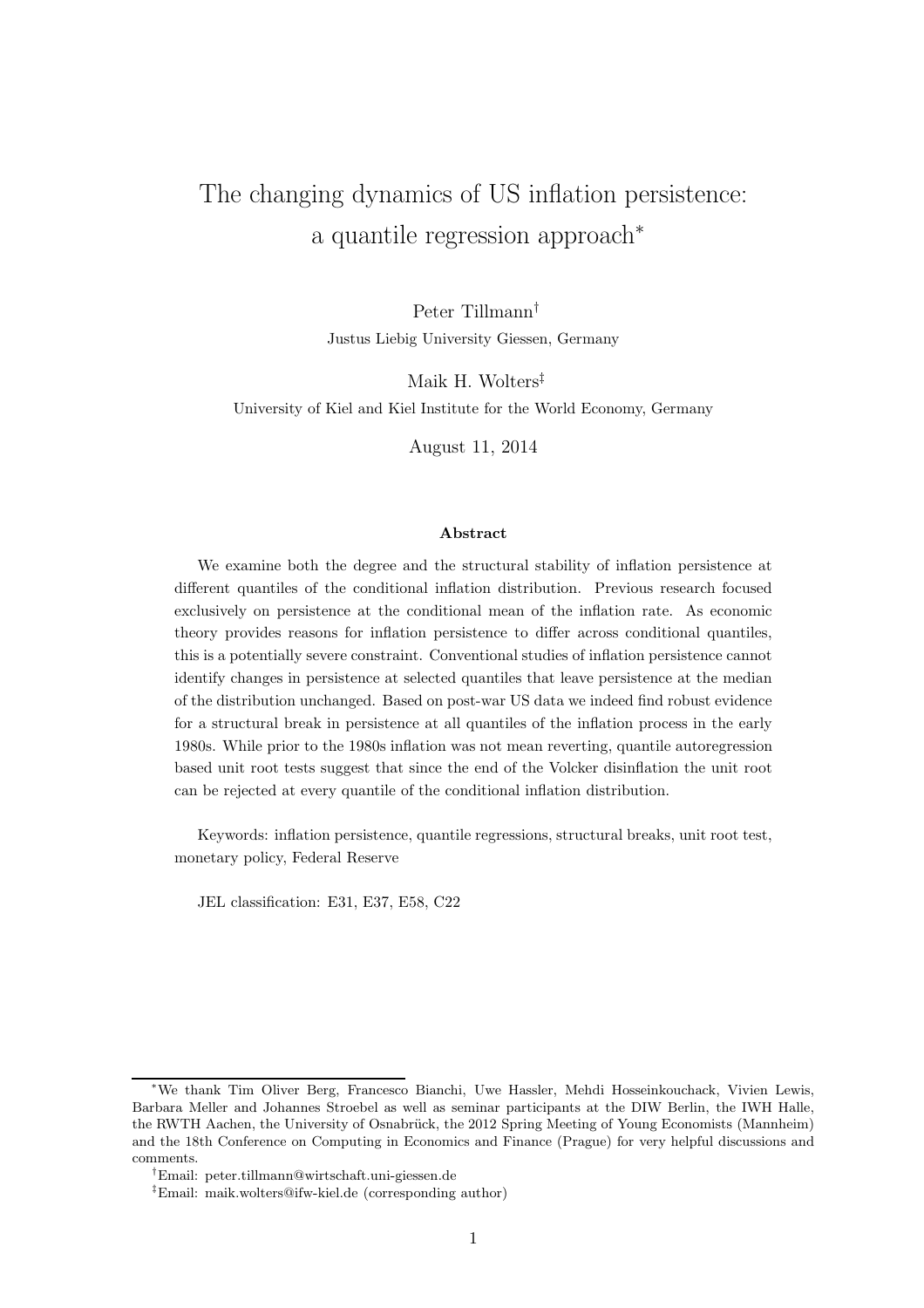# The changing dynamics of US inflation persistence: a quantile regression approach*

Peter Tillmann[†]

Justus Liebig University Giessen, Germany

Maik H. Wolters[‡]

University of Kiel and Kiel Institute for the World Economy, Germany

August 11, 2014

### Abstract

We examine both the degree and the structural stability of inflation persistence at different quantiles of the conditional inflation distribution. Previous research focused exclusively on persistence at the conditional mean of the inflation rate. As economic theory provides reasons for inflation persistence to differ across conditional quantiles, this is a potentially severe constraint. Conventional studies of inflation persistence cannot identify changes in persistence at selected quantiles that leave persistence at the median of the distribution unchanged. Based on post-war US data we indeed find robust evidence for a structural break in persistence at all quantiles of the inflation process in the early 1980s. While prior to the 1980s inflation was not mean reverting, quantile autoregression based unit root tests suggest that since the end of the Volcker disinflation the unit root can be rejected at every quantile of the conditional inflation distribution.

Keywords: inflation persistence, quantile regressions, structural breaks, unit root test, monetary policy, Federal Reserve

JEL classification: E31, E37, E58, C22

---

[*] We thank Tim Oliver Berg, Francesco Bianchi, Uwe Hassler, Mehdi Hosseinkouchack, Vivien Lewis, Barbara Meller and Johannes Stroebel as well as seminar participants at the DIW Berlin, the IWH Halle, the RWTH Aachen, the University of Osnabrück, the 2012 Spring Meeting of Young Economists (Mannheim) and the 18th Conference on Computing in Economics and Finance (Prague) for very helpful discussions and comments.

[†] Email: peter.tillmann@wirtschaft.uni-giessen.de

[‡] Email: maik.wolters@ifw-kiel.de (corresponding author)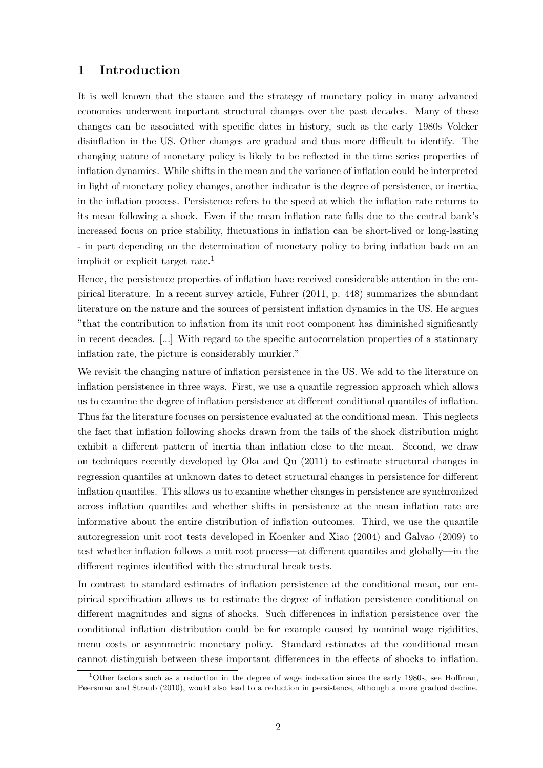# 1 Introduction

It is well known that the stance and the strategy of monetary policy in many advanced economies underwent important structural changes over the past decades. Many of these changes can be associated with specific dates in history, such as the early 1980s Volcker disinflation in the US. Other changes are gradual and thus more difficult to identify. The changing nature of monetary policy is likely to be reflected in the time series properties of inflation dynamics. While shifts in the mean and the variance of inflation could be interpreted in light of monetary policy changes, another indicator is the degree of persistence, or inertia, in the inflation process. Persistence refers to the speed at which the inflation rate returns to its mean following a shock. Even if the mean inflation rate falls due to the central bank's increased focus on price stability, fluctuations in inflation can be short-lived or long-lasting - in part depending on the determination of monetary policy to bring inflation back on an implicit or explicit target rate.[1]

Hence, the persistence properties of inflation have received considerable attention in the empirical literature. In a recent survey article, Fuhrer (2011, p. 448) summarizes the abundant literature on the nature and the sources of persistent inflation dynamics in the US. He argues "that the contribution to inflation from its unit root component has diminished significantly in recent decades. [...] With regard to the specific autocorrelation properties of a stationary inflation rate, the picture is considerably murkier."

We revisit the changing nature of inflation persistence in the US. We add to the literature on inflation persistence in three ways. First, we use a quantile regression approach which allows us to examine the degree of inflation persistence at different conditional quantiles of inflation. Thus far the literature focuses on persistence evaluated at the conditional mean. This neglects the fact that inflation following shocks drawn from the tails of the shock distribution might exhibit a different pattern of inertia than inflation close to the mean. Second, we draw on techniques recently developed by Oka and Qu (2011) to estimate structural changes in regression quantiles at unknown dates to detect structural changes in persistence for different inflation quantiles. This allows us to examine whether changes in persistence are synchronized across inflation quantiles and whether shifts in persistence at the mean inflation rate are informative about the entire distribution of inflation outcomes. Third, we use the quantile autoregression unit root tests developed in Koenker and Xiao (2004) and Galvao (2009) to test whether inflation follows a unit root process—at different quantiles and globally—in the different regimes identified with the structural break tests.

In contrast to standard estimates of inflation persistence at the conditional mean, our empirical specification allows us to estimate the degree of inflation persistence conditional on different magnitudes and signs of shocks. Such differences in inflation persistence over the conditional inflation distribution could be for example caused by nominal wage rigidities, menu costs or asymmetric monetary policy. Standard estimates at the conditional mean cannot distinguish between these important differences in the effects of shocks to inflation.

[1] Other factors such as a reduction in the degree of wage indexation since the early 1980s, see Hoffman, Peersman and Straub (2010), would also lead to a reduction in persistence, although a more gradual decline.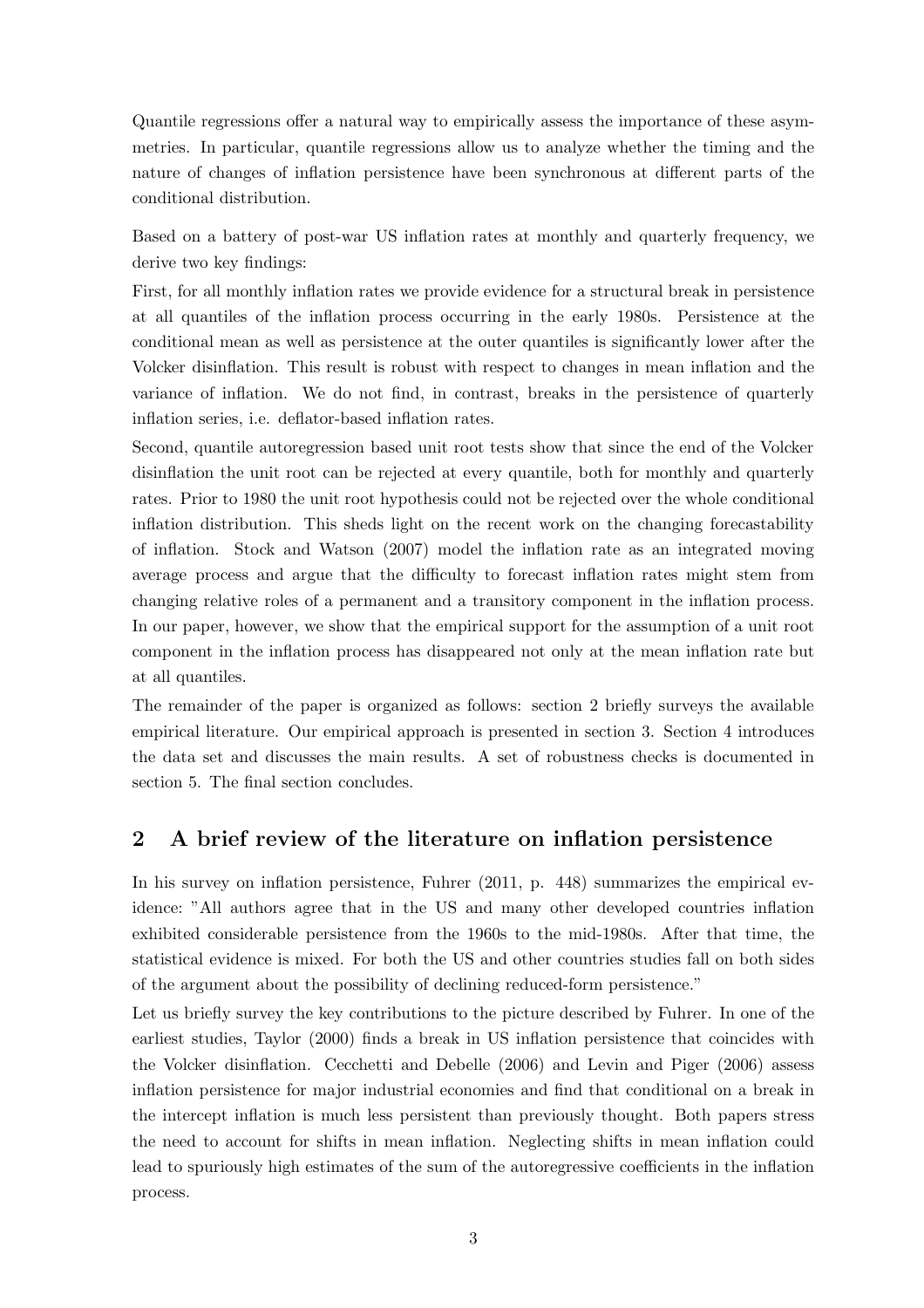Quantile regressions offer a natural way to empirically assess the importance of these asymmetries. In particular, quantile regressions allow us to analyze whether the timing and the nature of changes of inflation persistence have been synchronous at different parts of the conditional distribution.

Based on a battery of post-war US inflation rates at monthly and quarterly frequency, we derive two key findings:

First, for all monthly inflation rates we provide evidence for a structural break in persistence at all quantiles of the inflation process occurring in the early 1980s. Persistence at the conditional mean as well as persistence at the outer quantiles is significantly lower after the Volcker disinflation. This result is robust with respect to changes in mean inflation and the variance of inflation. We do not find, in contrast, breaks in the persistence of quarterly inflation series, i.e. deflator-based inflation rates.

Second, quantile autoregression based unit root tests show that since the end of the Volcker disinflation the unit root can be rejected at every quantile, both for monthly and quarterly rates. Prior to 1980 the unit root hypothesis could not be rejected over the whole conditional inflation distribution. This sheds light on the recent work on the changing forecastability of inflation. Stock and Watson (2007) model the inflation rate as an integrated moving average process and argue that the difficulty to forecast inflation rates might stem from changing relative roles of a permanent and a transitory component in the inflation process. In our paper, however, we show that the empirical support for the assumption of a unit root component in the inflation process has disappeared not only at the mean inflation rate but at all quantiles.

The remainder of the paper is organized as follows: section 2 briefly surveys the available empirical literature. Our empirical approach is presented in section 3. Section 4 introduces the data set and discusses the main results. A set of robustness checks is documented in section 5. The final section concludes.

## 2 A brief review of the literature on inflation persistence

In his survey on inflation persistence, Fuhrer (2011, p. 448) summarizes the empirical evidence: "All authors agree that in the US and many other developed countries inflation exhibited considerable persistence from the 1960s to the mid-1980s. After that time, the statistical evidence is mixed. For both the US and other countries studies fall on both sides of the argument about the possibility of declining reduced-form persistence."

Let us briefly survey the key contributions to the picture described by Fuhrer. In one of the earliest studies, Taylor (2000) finds a break in US inflation persistence that coincides with the Volcker disinflation. Cecchetti and Debelle (2006) and Levin and Piger (2006) assess inflation persistence for major industrial economies and find that conditional on a break in the intercept inflation is much less persistent than previously thought. Both papers stress the need to account for shifts in mean inflation. Neglecting shifts in mean inflation could lead to spuriously high estimates of the sum of the autoregressive coefficients in the inflation process.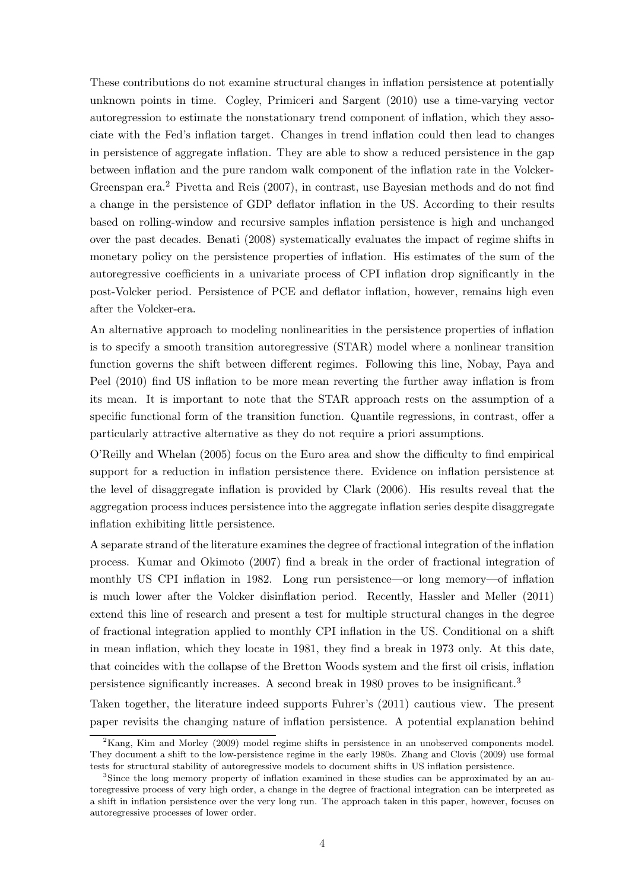These contributions do not examine structural changes in inflation persistence at potentially unknown points in time. Cogley, Primiceri and Sargent (2010) use a time-varying vector autoregression to estimate the nonstationary trend component of inflation, which they associate with the Fed's inflation target. Changes in trend inflation could then lead to changes in persistence of aggregate inflation. They are able to show a reduced persistence in the gap between inflation and the pure random walk component of the inflation rate in the Volcker-Greenspan era.[2] Pivetta and Reis (2007), in contrast, use Bayesian methods and do not find a change in the persistence of GDP deflator inflation in the US. According to their results based on rolling-window and recursive samples inflation persistence is high and unchanged over the past decades. Benati (2008) systematically evaluates the impact of regime shifts in monetary policy on the persistence properties of inflation. His estimates of the sum of the autoregressive coefficients in a univariate process of CPI inflation drop significantly in the post-Volcker period. Persistence of PCE and deflator inflation, however, remains high even after the Volcker-era.

An alternative approach to modeling nonlinearities in the persistence properties of inflation is to specify a smooth transition autoregressive (STAR) model where a nonlinear transition function governs the shift between different regimes. Following this line, Nobay, Paya and Peel (2010) find US inflation to be more mean reverting the further away inflation is from its mean. It is important to note that the STAR approach rests on the assumption of a specific functional form of the transition function. Quantile regressions, in contrast, offer a particularly attractive alternative as they do not require a priori assumptions.

O'Reilly and Whelan (2005) focus on the Euro area and show the difficulty to find empirical support for a reduction in inflation persistence there. Evidence on inflation persistence at the level of disaggregate inflation is provided by Clark (2006). His results reveal that the aggregation process induces persistence into the aggregate inflation series despite disaggregate inflation exhibiting little persistence.

A separate strand of the literature examines the degree of fractional integration of the inflation process. Kumar and Okimoto (2007) find a break in the order of fractional integration of monthly US CPI inflation in 1982. Long run persistence—or long memory—of inflation is much lower after the Volcker disinflation period. Recently, Hassler and Meller (2011) extend this line of research and present a test for multiple structural changes in the degree of fractional integration applied to monthly CPI inflation in the US. Conditional on a shift in mean inflation, which they locate in 1981, they find a break in 1973 only. At this date, that coincides with the collapse of the Bretton Woods system and the first oil crisis, inflation persistence significantly increases. A second break in 1980 proves to be insignificant.[3]

Taken together, the literature indeed supports Fuhrer's (2011) cautious view. The present paper revisits the changing nature of inflation persistence. A potential explanation behind

[2] Kang, Kim and Morley (2009) model regime shifts in persistence in an unobserved components model. They document a shift to the low-persistence regime in the early 1980s. Zhang and Clovis (2009) use formal tests for structural stability of autoregressive models to document shifts in US inflation persistence.

[3] Since the long memory property of inflation examined in these studies can be approximated by an autoregressive process of very high order, a change in the degree of fractional integration can be interpreted as a shift in inflation persistence over the very long run. The approach taken in this paper, however, focuses on autoregressive processes of lower order.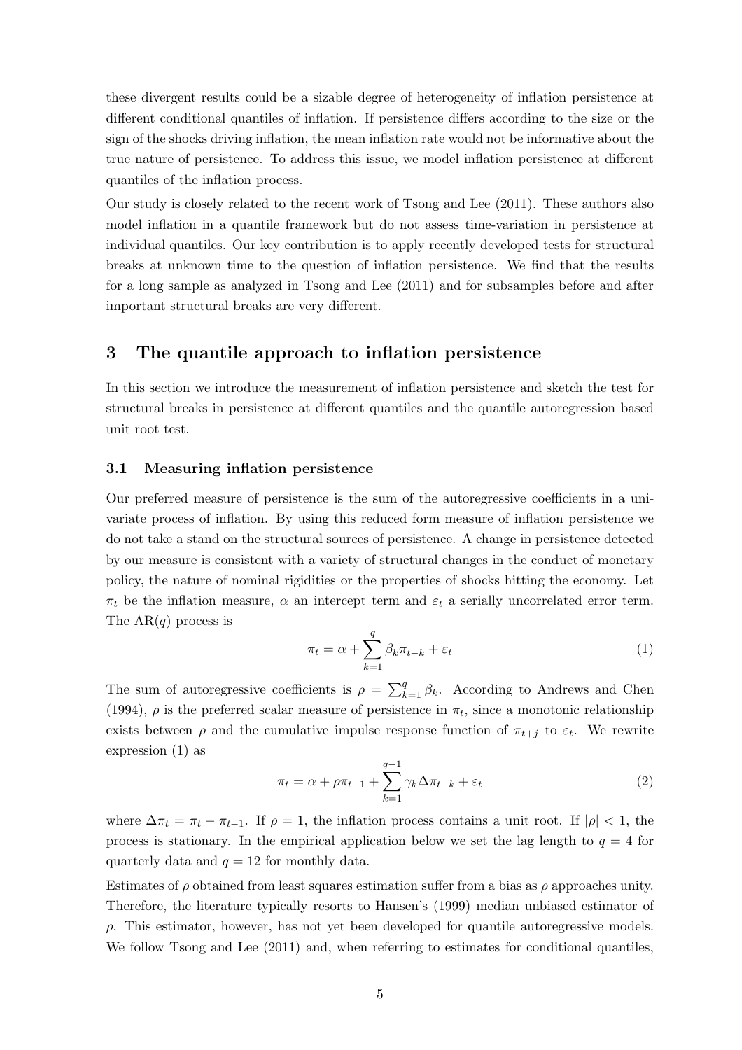these divergent results could be a sizable degree of heterogeneity of inflation persistence at different conditional quantiles of inflation. If persistence differs according to the size or the sign of the shocks driving inflation, the mean inflation rate would not be informative about the true nature of persistence. To address this issue, we model inflation persistence at different quantiles of the inflation process.

Our study is closely related to the recent work of Tsong and Lee (2011). These authors also model inflation in a quantile framework but do not assess time-variation in persistence at individual quantiles. Our key contribution is to apply recently developed tests for structural breaks at unknown time to the question of inflation persistence. We find that the results for a long sample as analyzed in Tsong and Lee (2011) and for subsamples before and after important structural breaks are very different.

## 3 The quantile approach to inflation persistence

In this section we introduce the measurement of inflation persistence and sketch the test for structural breaks in persistence at different quantiles and the quantile autoregression based unit root test.

### 3.1 Measuring inflation persistence

Our preferred measure of persistence is the sum of the autoregressive coefficients in a univariate process of inflation. By using this reduced form measure of inflation persistence we do not take a stand on the structural sources of persistence. A change in persistence detected by our measure is consistent with a variety of structural changes in the conduct of monetary policy, the nature of nominal rigidities or the properties of shocks hitting the economy. Let $\pi_t$ be the inflation measure, $\alpha$ an intercept term and $\varepsilon_t$ a serially uncorrelated error term. The AR($q$) process is

$$\pi_t = \alpha + \sum_{k=1}^{q} \beta_k \pi_{t-k} + \varepsilon_t \tag{1}$$

The sum of autoregressive coefficients is $\rho = \sum_{k=1}^{q} \beta_k$. According to Andrews and Chen (1994), $\rho$ is the preferred scalar measure of persistence in $\pi_t$, since a monotonic relationship exists between $\rho$ and the cumulative impulse response function of $\pi_{t+j}$ to $\varepsilon_t$. We rewrite expression (1) as

$$\pi_t = \alpha + \rho \pi_{t-1} + \sum_{k=1}^{q-1} \gamma_k \Delta \pi_{t-k} + \varepsilon_t \tag{2}$$

where $\Delta \pi_t = \pi_t - \pi_{t-1}$. If $\rho = 1$, the inflation process contains a unit root. If $|\rho| < 1$, the process is stationary. In the empirical application below we set the lag length to $q = 4$ for quarterly data and $q = 12$ for monthly data.

Estimates of $\rho$ obtained from least squares estimation suffer from a bias as $\rho$ approaches unity. Therefore, the literature typically resorts to Hansen's (1999) median unbiased estimator of $\rho$. This estimator, however, has not yet been developed for quantile autoregressive models. We follow Tsong and Lee (2011) and, when referring to estimates for conditional quantiles,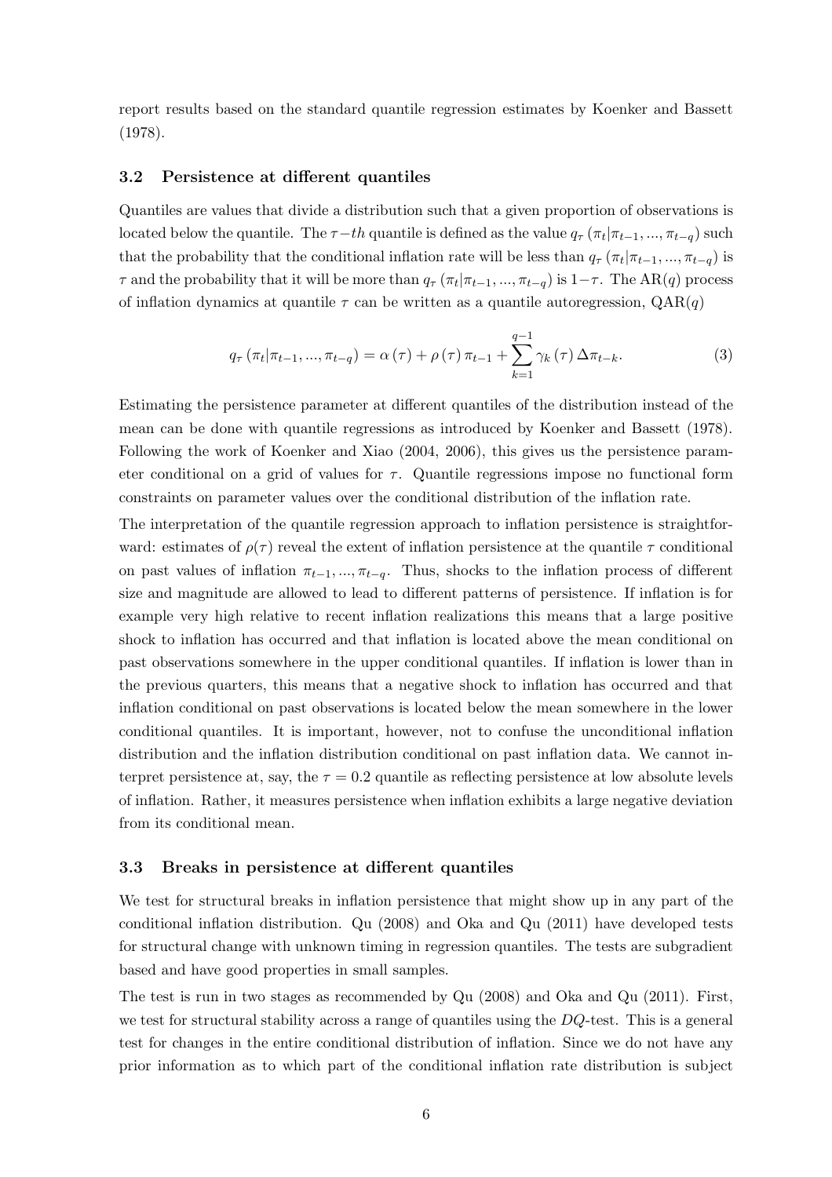report results based on the standard quantile regression estimates by Koenker and Bassett (1978).

### 3.2 Persistence at different quantiles

Quantiles are values that divide a distribution such that a given proportion of observations is located below the quantile. The $\tau-th$ quantile is defined as the value $q_\tau\left(\pi_t|\pi_{t-1},...,\pi_{t-q}\right)$ such that the probability that the conditional inflation rate will be less than $q_\tau\left(\pi_t|\pi_{t-1},...,\pi_{t-q}\right)$ is $\tau$ and the probability that it will be more than $q_\tau\left(\pi_t|\pi_{t-1},...,\pi_{t-q}\right)$ is $1-\tau$. The AR($q$) process of inflation dynamics at quantile $\tau$ can be written as a quantile autoregression, QAR($q$)

$$q_\tau\left(\pi_t|\pi_{t-1},...,\pi_{t-q}\right) = \alpha\left(\tau\right) + \rho\left(\tau\right)\pi_{t-1} + \sum_{k=1}^{q-1}\gamma_k\left(\tau\right)\Delta\pi_{t-k}. \tag{3}$$

Estimating the persistence parameter at different quantiles of the distribution instead of the mean can be done with quantile regressions as introduced by Koenker and Bassett (1978). Following the work of Koenker and Xiao (2004, 2006), this gives us the persistence parameter conditional on a grid of values for $\tau$. Quantile regressions impose no functional form constraints on parameter values over the conditional distribution of the inflation rate.

The interpretation of the quantile regression approach to inflation persistence is straightforward: estimates of $\rho(\tau)$ reveal the extent of inflation persistence at the quantile $\tau$ conditional on past values of inflation $\pi_{t-1},...,\pi_{t-q}$. Thus, shocks to the inflation process of different size and magnitude are allowed to lead to different patterns of persistence. If inflation is for example very high relative to recent inflation realizations this means that a large positive shock to inflation has occurred and that inflation is located above the mean conditional on past observations somewhere in the upper conditional quantiles. If inflation is lower than in the previous quarters, this means that a negative shock to inflation has occurred and that inflation conditional on past observations is located below the mean somewhere in the lower conditional quantiles. It is important, however, not to confuse the unconditional inflation distribution and the inflation distribution conditional on past inflation data. We cannot interpret persistence at, say, the $\tau = 0.2$ quantile as reflecting persistence at low absolute levels of inflation. Rather, it measures persistence when inflation exhibits a large negative deviation from its conditional mean.

### 3.3 Breaks in persistence at different quantiles

We test for structural breaks in inflation persistence that might show up in any part of the conditional inflation distribution. Qu (2008) and Oka and Qu (2011) have developed tests for structural change with unknown timing in regression quantiles. The tests are subgradient based and have good properties in small samples.

The test is run in two stages as recommended by Qu (2008) and Oka and Qu (2011). First, we test for structural stability across a range of quantiles using the *DQ*-test. This is a general test for changes in the entire conditional distribution of inflation. Since we do not have any prior information as to which part of the conditional inflation rate distribution is subject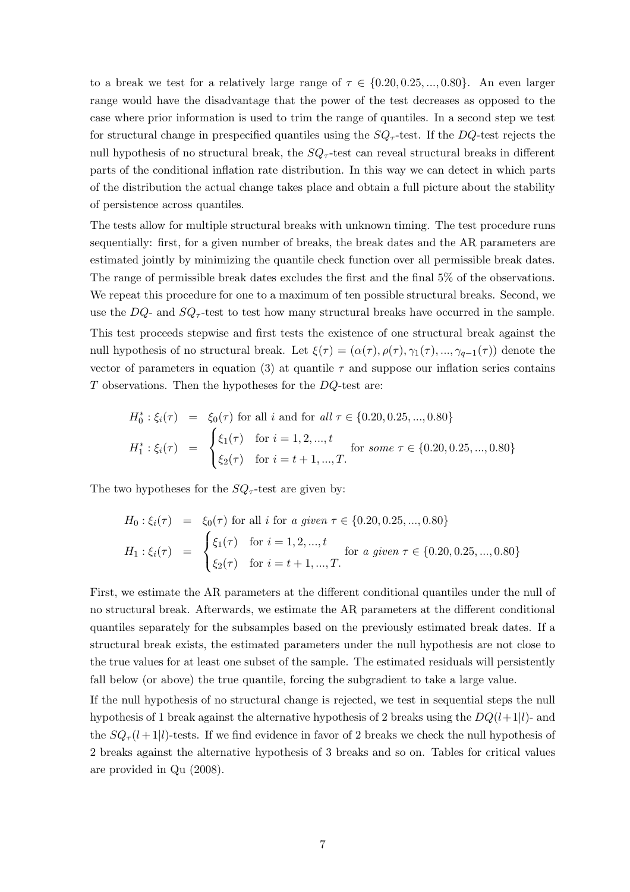to a break we test for a relatively large range of $\tau \in \{0.20, 0.25, ..., 0.80\}$. An even larger range would have the disadvantage that the power of the test decreases as opposed to the case where prior information is used to trim the range of quantiles. In a second step we test for structural change in prespecified quantiles using the $SQ_\tau$-test. If the $DQ$-test rejects the null hypothesis of no structural break, the $SQ_\tau$-test can reveal structural breaks in different parts of the conditional inflation rate distribution. In this way we can detect in which parts of the distribution the actual change takes place and obtain a full picture about the stability of persistence across quantiles.

The tests allow for multiple structural breaks with unknown timing. The test procedure runs sequentially: first, for a given number of breaks, the break dates and the AR parameters are estimated jointly by minimizing the quantile check function over all permissible break dates. The range of permissible break dates excludes the first and the final 5% of the observations. We repeat this procedure for one to a maximum of ten possible structural breaks. Second, we use the $DQ$- and $SQ_\tau$-test to test how many structural breaks have occurred in the sample. This test proceeds stepwise and first tests the existence of one structural break against the null hypothesis of no structural break. Let $\xi(\tau) = (\alpha(\tau), \rho(\tau), \gamma_1(\tau), ..., \gamma_{q-1}(\tau))$ denote the vector of parameters in equation (3) at quantile $\tau$ and suppose our inflation series contains $T$ observations. Then the hypotheses for the $DQ$-test are:

$$
\begin{aligned}
H_0^* : \xi_i(\tau) &= \xi_0(\tau) \text{ for all } i \text{ and for } \textit{all } \tau \in \{0.20, 0.25, ..., 0.80\} \\
H_1^* : \xi_i(\tau) &= \begin{cases} \xi_1(\tau) & \text{for } i = 1, 2, ..., t \\ \xi_2(\tau) & \text{for } i = t+1, ..., T. \end{cases} \text{ for } \textit{some } \tau \in \{0.20, 0.25, ..., 0.80\}
\end{aligned}
$$

The two hypotheses for the $SQ_\tau$-test are given by:

$$
\begin{aligned}
H_0 : \xi_i(\tau) &= \xi_0(\tau) \text{ for all } i \text{ for } \textit{a given } \tau \in \{0.20, 0.25, ..., 0.80\} \\
H_1 : \xi_i(\tau) &= \begin{cases} \xi_1(\tau) & \text{for } i = 1, 2, ..., t \\ \xi_2(\tau) & \text{for } i = t+1, ..., T. \end{cases} \text{ for } \textit{a given } \tau \in \{0.20, 0.25, ..., 0.80\}
\end{aligned}
$$

First, we estimate the AR parameters at the different conditional quantiles under the null of no structural break. Afterwards, we estimate the AR parameters at the different conditional quantiles separately for the subsamples based on the previously estimated break dates. If a structural break exists, the estimated parameters under the null hypothesis are not close to the true values for at least one subset of the sample. The estimated residuals will persistently fall below (or above) the true quantile, forcing the subgradient to take a large value.

If the null hypothesis of no structural change is rejected, we test in sequential steps the null hypothesis of 1 break against the alternative hypothesis of 2 breaks using the $DQ(l+1|l)$- and the $SQ_\tau(l+1|l)$-tests. If we find evidence in favor of 2 breaks we check the null hypothesis of 2 breaks against the alternative hypothesis of 3 breaks and so on. Tables for critical values are provided in Qu (2008).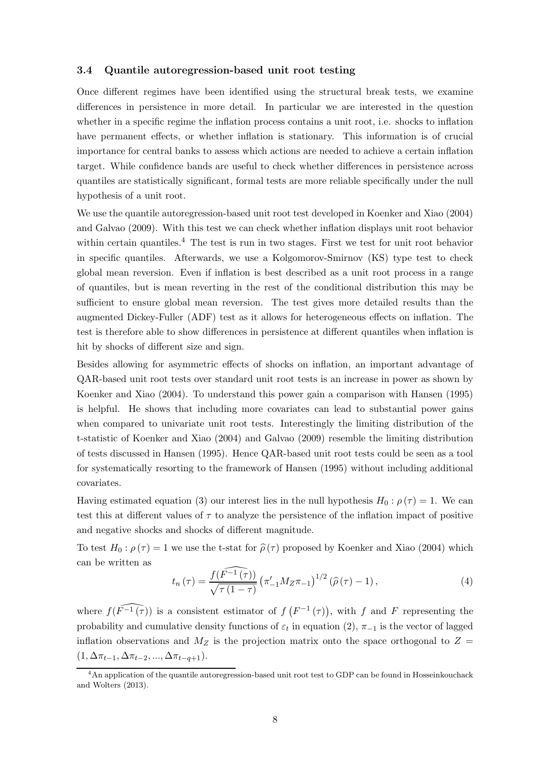### 3.4 Quantile autoregression-based unit root testing

Once different regimes have been identified using the structural break tests, we examine differences in persistence in more detail. In particular we are interested in the question whether in a specific regime the inflation process contains a unit root, i.e. shocks to inflation have permanent effects, or whether inflation is stationary. This information is of crucial importance for central banks to assess which actions are needed to achieve a certain inflation target. While confidence bands are useful to check whether differences in persistence across quantiles are statistically significant, formal tests are more reliable specifically under the null hypothesis of a unit root.

We use the quantile autoregression-based unit root test developed in Koenker and Xiao (2004) and Galvao (2009). With this test we can check whether inflation displays unit root behavior within certain quantiles.[4] The test is run in two stages. First we test for unit root behavior in specific quantiles. Afterwards, we use a Kolgomorov-Smirnov (KS) type test to check global mean reversion. Even if inflation is best described as a unit root process in a range of quantiles, but is mean reverting in the rest of the conditional distribution this may be sufficient to ensure global mean reversion. The test gives more detailed results than the augmented Dickey-Fuller (ADF) test as it allows for heterogeneous effects on inflation. The test is therefore able to show differences in persistence at different quantiles when inflation is hit by shocks of different size and sign.

Besides allowing for asymmetric effects of shocks on inflation, an important advantage of QAR-based unit root tests over standard unit root tests is an increase in power as shown by Koenker and Xiao (2004). To understand this power gain a comparison with Hansen (1995) is helpful. He shows that including more covariates can lead to substantial power gains when compared to univariate unit root tests. Interestingly the limiting distribution of the t-statistic of Koenker and Xiao (2004) and Galvao (2009) resemble the limiting distribution of tests discussed in Hansen (1995). Hence QAR-based unit root tests could be seen as a tool for systematically resorting to the framework of Hansen (1995) without including additional covariates.

Having estimated equation (3) our interest lies in the null hypothesis $H_0 : \rho(\tau) = 1$. We can test this at different values of $\tau$ to analyze the persistence of the inflation impact of positive and negative shocks and shocks of different magnitude.

To test $H_0 : \rho(\tau) = 1$ we use the t-stat for $\widehat{\rho}(\tau)$ proposed by Koenker and Xiao (2004) which can be written as

$$t_n(\tau) = \frac{\widehat{f(F^{-1}(\tau))}}{\sqrt{\tau(1-\tau)}} \left(\pi'_{-1} M_Z \pi_{-1}\right)^{1/2} \left(\widehat{\rho}(\tau) - 1\right), \tag{4}$$

where $\widehat{f(F^{-1}(\tau))}$ is a consistent estimator of $f\left(F^{-1}(\tau)\right)$, with $f$ and $F$ representing the probability and cumulative density functions of $\varepsilon_t$ in equation (2), $\pi_{-1}$ is the vector of lagged inflation observations and $M_Z$ is the projection matrix onto the space orthogonal to $Z = (1, \Delta\pi_{t-1}, \Delta\pi_{t-2}, ..., \Delta\pi_{t-q+1})$.

[4] An application of the quantile autoregression-based unit root test to GDP can be found in Hosseinkouchack and Wolters (2013).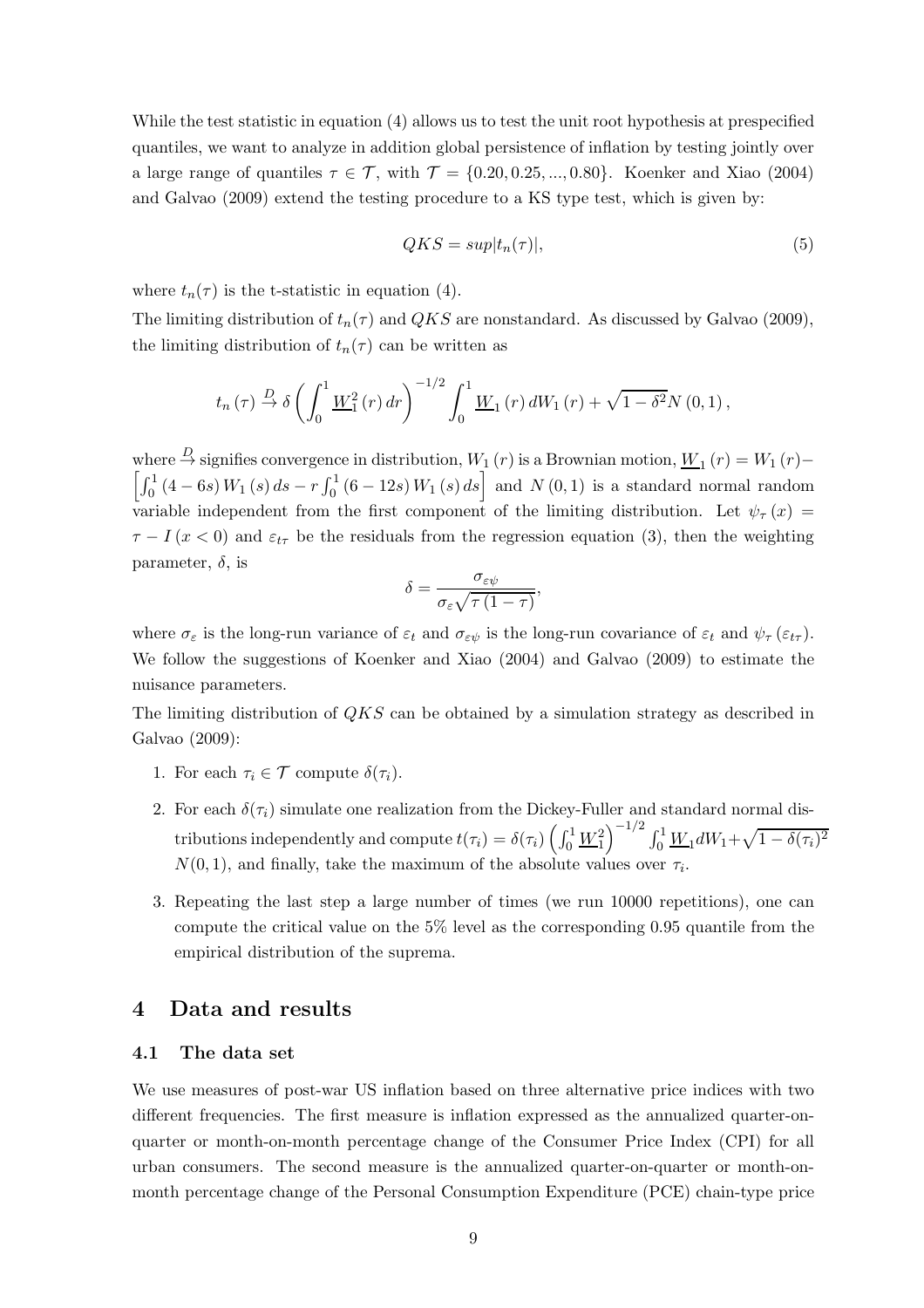While the test statistic in equation (4) allows us to test the unit root hypothesis at prespecified quantiles, we want to analyze in addition global persistence of inflation by testing jointly over a large range of quantiles $\tau \in \mathcal{T}$, with $\mathcal{T} = \{0.20, 0.25, ..., 0.80\}$. Koenker and Xiao (2004) and Galvao (2009) extend the testing procedure to a KS type test, which is given by:

$$QKS = sup|t_n(\tau)|, \tag{5}$$

where $t_n(\tau)$ is the t-statistic in equation (4).

The limiting distribution of $t_n(\tau)$ and $QKS$ are nonstandard. As discussed by Galvao (2009), the limiting distribution of $t_n(\tau)$ can be written as

$$t_n(\tau) \xrightarrow{D} \delta \left( \int_0^1 \underline{W}_1^2(r)\, dr \right)^{-1/2} \int_0^1 \underline{W}_1(r)\, dW_1(r) + \sqrt{1-\delta^2} N(0,1),$$

where $\xrightarrow{D}$ signifies convergence in distribution, $W_1(r)$ is a Brownian motion, $\underline{W}_1(r) = W_1(r) - \left[\int_0^1 (4-6s) W_1(s)\, ds - r\int_0^1 (6-12s) W_1(s)\, ds\right]$ and $N(0,1)$ is a standard normal random variable independent from the first component of the limiting distribution. Let $\psi_\tau(x) = \tau - I(x<0)$ and $\varepsilon_{t\tau}$ be the residuals from the regression equation (3), then the weighting parameter, $\delta$, is

$$\delta = \frac{\sigma_{\varepsilon\psi}}{\sigma_\varepsilon \sqrt{\tau(1-\tau)}},$$

where $\sigma_\varepsilon$ is the long-run variance of $\varepsilon_t$ and $\sigma_{\varepsilon\psi}$ is the long-run covariance of $\varepsilon_t$ and $\psi_\tau(\varepsilon_{t\tau})$. We follow the suggestions of Koenker and Xiao (2004) and Galvao (2009) to estimate the nuisance parameters.

The limiting distribution of $QKS$ can be obtained by a simulation strategy as described in Galvao (2009):

1. For each $\tau_i \in \mathcal{T}$ compute $\delta(\tau_i)$.
2. For each $\delta(\tau_i)$ simulate one realization from the Dickey-Fuller and standard normal distributions independently and compute $t(\tau_i) = \delta(\tau_i)\left(\int_0^1 \underline{W}_1^2\right)^{-1/2} \int_0^1 \underline{W}_1 dW_1 + \sqrt{1-\delta(\tau_i)^2}$ $N(0,1)$, and finally, take the maximum of the absolute values over $\tau_i$.
3. Repeating the last step a large number of times (we run 10000 repetitions), one can compute the critical value on the 5% level as the corresponding 0.95 quantile from the empirical distribution of the suprema.

# 4 Data and results

## 4.1 The data set

We use measures of post-war US inflation based on three alternative price indices with two different frequencies. The first measure is inflation expressed as the annualized quarter-on-quarter or month-on-month percentage change of the Consumer Price Index (CPI) for all urban consumers. The second measure is the annualized quarter-on-quarter or month-on-month percentage change of the Personal Consumption Expenditure (PCE) chain-type price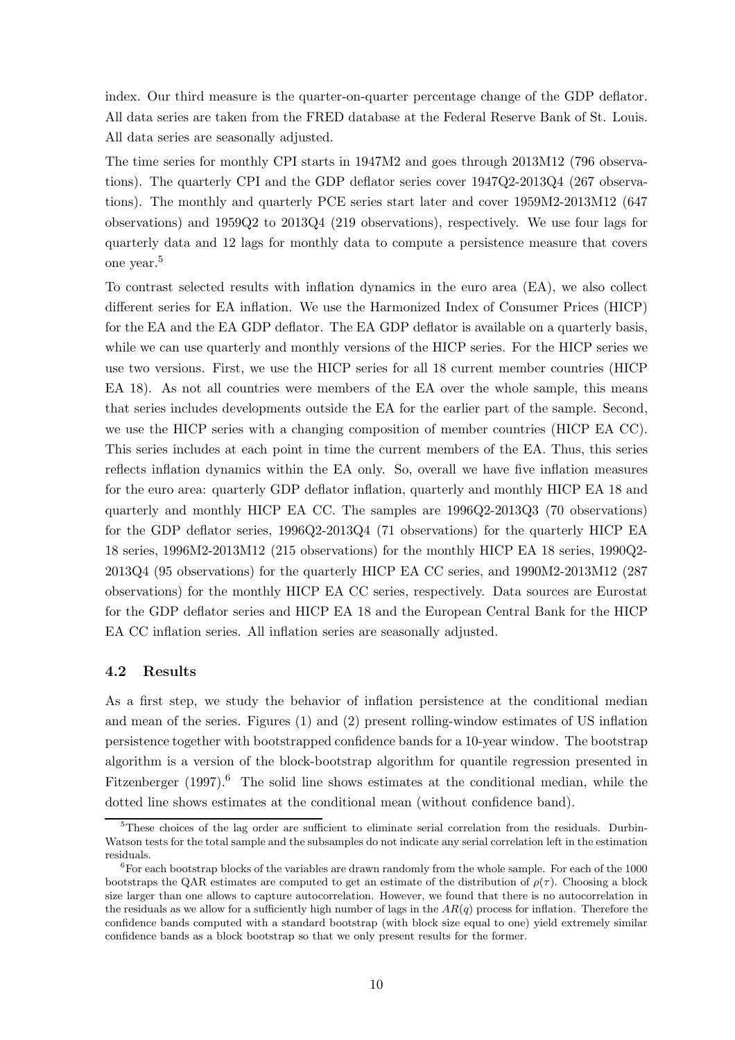index. Our third measure is the quarter-on-quarter percentage change of the GDP deflator. All data series are taken from the FRED database at the Federal Reserve Bank of St. Louis. All data series are seasonally adjusted.

The time series for monthly CPI starts in 1947M2 and goes through 2013M12 (796 observations). The quarterly CPI and the GDP deflator series cover 1947Q2-2013Q4 (267 observations). The monthly and quarterly PCE series start later and cover 1959M2-2013M12 (647 observations) and 1959Q2 to 2013Q4 (219 observations), respectively. We use four lags for quarterly data and 12 lags for monthly data to compute a persistence measure that covers one year.[5]

To contrast selected results with inflation dynamics in the euro area (EA), we also collect different series for EA inflation. We use the Harmonized Index of Consumer Prices (HICP) for the EA and the EA GDP deflator. The EA GDP deflator is available on a quarterly basis, while we can use quarterly and monthly versions of the HICP series. For the HICP series we use two versions. First, we use the HICP series for all 18 current member countries (HICP EA 18). As not all countries were members of the EA over the whole sample, this means that series includes developments outside the EA for the earlier part of the sample. Second, we use the HICP series with a changing composition of member countries (HICP EA CC). This series includes at each point in time the current members of the EA. Thus, this series reflects inflation dynamics within the EA only. So, overall we have five inflation measures for the euro area: quarterly GDP deflator inflation, quarterly and monthly HICP EA 18 and quarterly and monthly HICP EA CC. The samples are 1996Q2-2013Q3 (70 observations) for the GDP deflator series, 1996Q2-2013Q4 (71 observations) for the quarterly HICP EA 18 series, 1996M2-2013M12 (215 observations) for the monthly HICP EA 18 series, 1990Q2-2013Q4 (95 observations) for the quarterly HICP EA CC series, and 1990M2-2013M12 (287 observations) for the monthly HICP EA CC series, respectively. Data sources are Eurostat for the GDP deflator series and HICP EA 18 and the European Central Bank for the HICP EA CC inflation series. All inflation series are seasonally adjusted.

### 4.2 Results

As a first step, we study the behavior of inflation persistence at the conditional median and mean of the series. Figures (1) and (2) present rolling-window estimates of US inflation persistence together with bootstrapped confidence bands for a 10-year window. The bootstrap algorithm is a version of the block-bootstrap algorithm for quantile regression presented in Fitzenberger (1997).[6] The solid line shows estimates at the conditional median, while the dotted line shows estimates at the conditional mean (without confidence band).

[5] These choices of the lag order are sufficient to eliminate serial correlation from the residuals. Durbin-Watson tests for the total sample and the subsamples do not indicate any serial correlation left in the estimation residuals.

[6] For each bootstrap blocks of the variables are drawn randomly from the whole sample. For each of the 1000 bootstraps the QAR estimates are computed to get an estimate of the distribution of $\rho(\tau)$. Choosing a block size larger than one allows to capture autocorrelation. However, we found that there is no autocorrelation in the residuals as we allow for a sufficiently high number of lags in the $AR(q)$ process for inflation. Therefore the confidence bands computed with a standard bootstrap (with block size equal to one) yield extremely similar confidence bands as a block bootstrap so that we only present results for the former.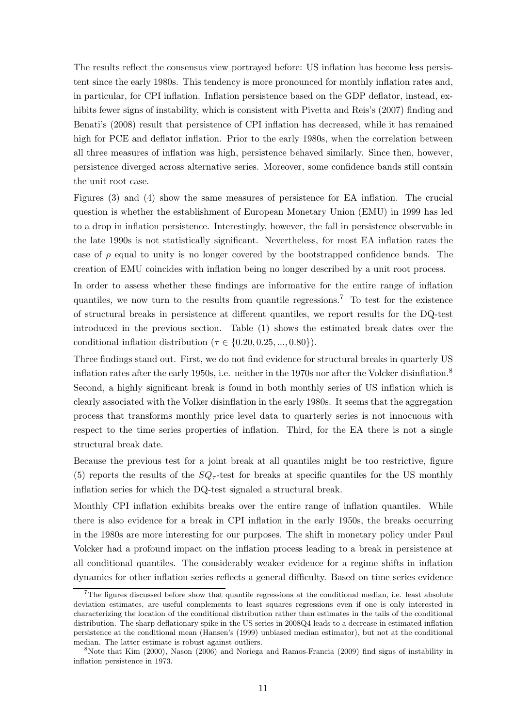The results reflect the consensus view portrayed before: US inflation has become less persistent since the early 1980s. This tendency is more pronounced for monthly inflation rates and, in particular, for CPI inflation. Inflation persistence based on the GDP deflator, instead, exhibits fewer signs of instability, which is consistent with Pivetta and Reis's (2007) finding and Benati's (2008) result that persistence of CPI inflation has decreased, while it has remained high for PCE and deflator inflation. Prior to the early 1980s, when the correlation between all three measures of inflation was high, persistence behaved similarly. Since then, however, persistence diverged across alternative series. Moreover, some confidence bands still contain the unit root case.

Figures (3) and (4) show the same measures of persistence for EA inflation. The crucial question is whether the establishment of European Monetary Union (EMU) in 1999 has led to a drop in inflation persistence. Interestingly, however, the fall in persistence observable in the late 1990s is not statistically significant. Nevertheless, for most EA inflation rates the case of $\rho$ equal to unity is no longer covered by the bootstrapped confidence bands. The creation of EMU coincides with inflation being no longer described by a unit root process.

In order to assess whether these findings are informative for the entire range of inflation quantiles, we now turn to the results from quantile regressions.[7] To test for the existence of structural breaks in persistence at different quantiles, we report results for the DQ-test introduced in the previous section. Table (1) shows the estimated break dates over the conditional inflation distribution ($\tau \in \{0.20, 0.25, ..., 0.80\}$).

Three findings stand out. First, we do not find evidence for structural breaks in quarterly US inflation rates after the early 1950s, i.e. neither in the 1970s nor after the Volcker disinflation.[8] Second, a highly significant break is found in both monthly series of US inflation which is clearly associated with the Volker disinflation in the early 1980s. It seems that the aggregation process that transforms monthly price level data to quarterly series is not innocuous with respect to the time series properties of inflation. Third, for the EA there is not a single structural break date.

Because the previous test for a joint break at all quantiles might be too restrictive, figure (5) reports the results of the $SQ_\tau$-test for breaks at specific quantiles for the US monthly inflation series for which the DQ-test signaled a structural break.

Monthly CPI inflation exhibits breaks over the entire range of inflation quantiles. While there is also evidence for a break in CPI inflation in the early 1950s, the breaks occurring in the 1980s are more interesting for our purposes. The shift in monetary policy under Paul Volcker had a profound impact on the inflation process leading to a break in persistence at all conditional quantiles. The considerably weaker evidence for a regime shifts in inflation dynamics for other inflation series reflects a general difficulty. Based on time series evidence

[7] The figures discussed before show that quantile regressions at the conditional median, i.e. least absolute deviation estimates, are useful complements to least squares regressions even if one is only interested in characterizing the location of the conditional distribution rather than estimates in the tails of the conditional distribution. The sharp deflationary spike in the US series in 2008Q4 leads to a decrease in estimated inflation persistence at the conditional mean (Hansen's (1999) unbiased median estimator), but not at the conditional median. The latter estimate is robust against outliers.

[8] Note that Kim (2000), Nason (2006) and Noriega and Ramos-Francia (2009) find signs of instability in inflation persistence in 1973.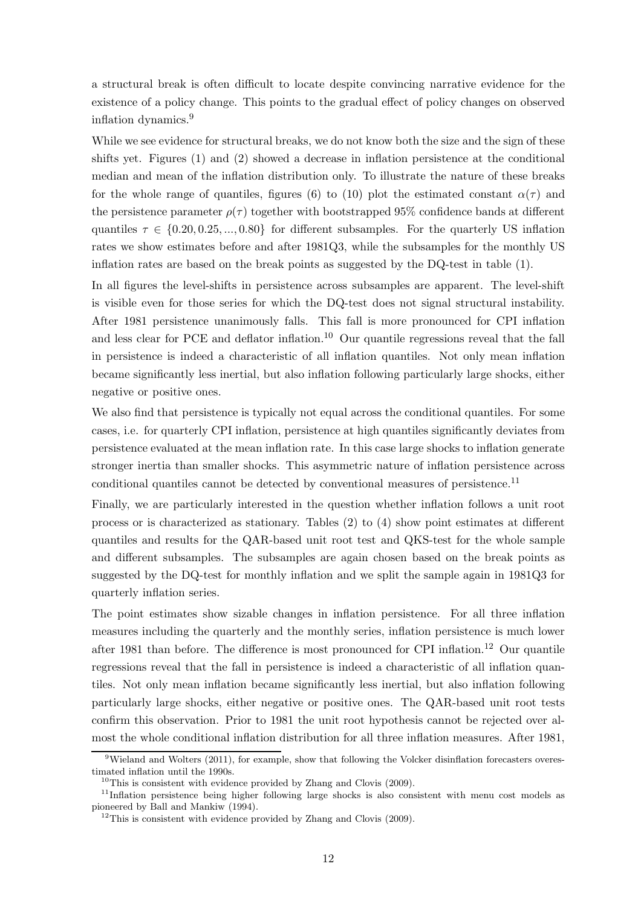a structural break is often difficult to locate despite convincing narrative evidence for the existence of a policy change. This points to the gradual effect of policy changes on observed inflation dynamics.[9]

While we see evidence for structural breaks, we do not know both the size and the sign of these shifts yet. Figures (1) and (2) showed a decrease in inflation persistence at the conditional median and mean of the inflation distribution only. To illustrate the nature of these breaks for the whole range of quantiles, figures (6) to (10) plot the estimated constant $\alpha(\tau)$ and the persistence parameter $\rho(\tau)$ together with bootstrapped 95% confidence bands at different quantiles $\tau \in \{0.20, 0.25, ..., 0.80\}$ for different subsamples. For the quarterly US inflation rates we show estimates before and after 1981Q3, while the subsamples for the monthly US inflation rates are based on the break points as suggested by the DQ-test in table (1).

In all figures the level-shifts in persistence across subsamples are apparent. The level-shift is visible even for those series for which the DQ-test does not signal structural instability. After 1981 persistence unanimously falls. This fall is more pronounced for CPI inflation and less clear for PCE and deflator inflation.[10] Our quantile regressions reveal that the fall in persistence is indeed a characteristic of all inflation quantiles. Not only mean inflation became significantly less inertial, but also inflation following particularly large shocks, either negative or positive ones.

We also find that persistence is typically not equal across the conditional quantiles. For some cases, i.e. for quarterly CPI inflation, persistence at high quantiles significantly deviates from persistence evaluated at the mean inflation rate. In this case large shocks to inflation generate stronger inertia than smaller shocks. This asymmetric nature of inflation persistence across conditional quantiles cannot be detected by conventional measures of persistence.[11]

Finally, we are particularly interested in the question whether inflation follows a unit root process or is characterized as stationary. Tables (2) to (4) show point estimates at different quantiles and results for the QAR-based unit root test and QKS-test for the whole sample and different subsamples. The subsamples are again chosen based on the break points as suggested by the DQ-test for monthly inflation and we split the sample again in 1981Q3 for quarterly inflation series.

The point estimates show sizable changes in inflation persistence. For all three inflation measures including the quarterly and the monthly series, inflation persistence is much lower after 1981 than before. The difference is most pronounced for CPI inflation.[12] Our quantile regressions reveal that the fall in persistence is indeed a characteristic of all inflation quantiles. Not only mean inflation became significantly less inertial, but also inflation following particularly large shocks, either negative or positive ones. The QAR-based unit root tests confirm this observation. Prior to 1981 the unit root hypothesis cannot be rejected over almost the whole conditional inflation distribution for all three inflation measures. After 1981,

[9] Wieland and Wolters (2011), for example, show that following the Volcker disinflation forecasters overestimated inflation until the 1990s.

[10] This is consistent with evidence provided by Zhang and Clovis (2009).

[11] Inflation persistence being higher following large shocks is also consistent with menu cost models as pioneered by Ball and Mankiw (1994).

[12] This is consistent with evidence provided by Zhang and Clovis (2009).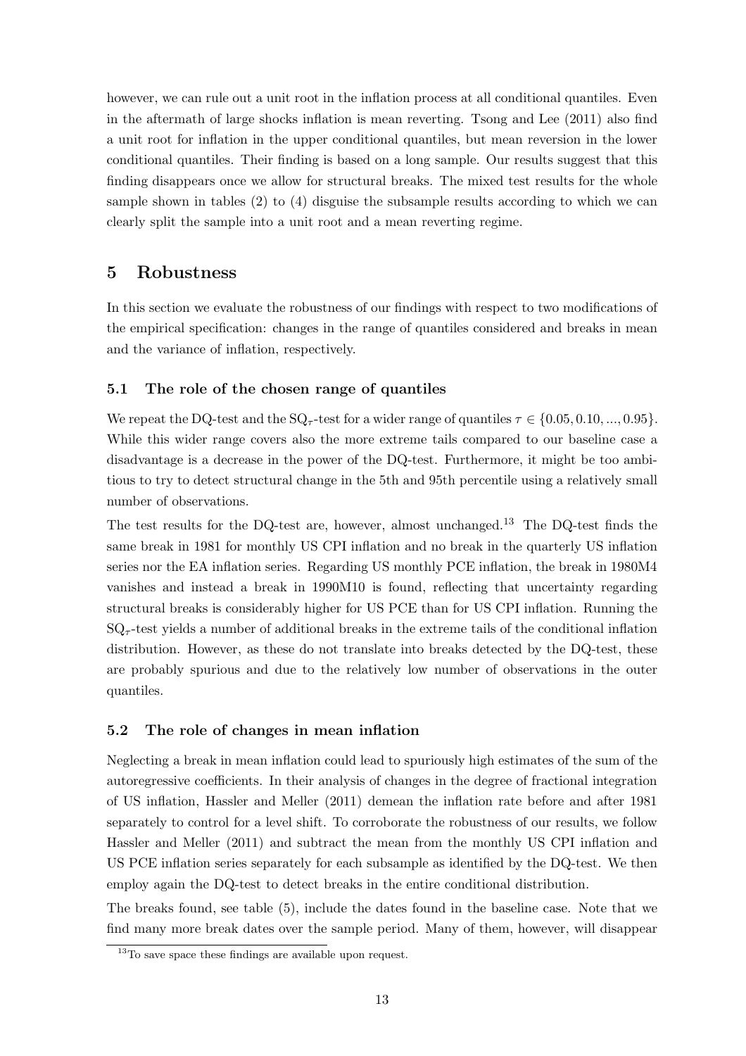however, we can rule out a unit root in the inflation process at all conditional quantiles. Even in the aftermath of large shocks inflation is mean reverting. Tsong and Lee (2011) also find a unit root for inflation in the upper conditional quantiles, but mean reversion in the lower conditional quantiles. Their finding is based on a long sample. Our results suggest that this finding disappears once we allow for structural breaks. The mixed test results for the whole sample shown in tables (2) to (4) disguise the subsample results according to which we can clearly split the sample into a unit root and a mean reverting regime.

## 5 Robustness

In this section we evaluate the robustness of our findings with respect to two modifications of the empirical specification: changes in the range of quantiles considered and breaks in mean and the variance of inflation, respectively.

### 5.1 The role of the chosen range of quantiles

We repeat the DQ-test and the $SQ_\tau$-test for a wider range of quantiles $\tau \in \{0.05, 0.10, ..., 0.95\}$. While this wider range covers also the more extreme tails compared to our baseline case a disadvantage is a decrease in the power of the DQ-test. Furthermore, it might be too ambitious to try to detect structural change in the 5th and 95th percentile using a relatively small number of observations.

The test results for the DQ-test are, however, almost unchanged.[13] The DQ-test finds the same break in 1981 for monthly US CPI inflation and no break in the quarterly US inflation series nor the EA inflation series. Regarding US monthly PCE inflation, the break in 1980M4 vanishes and instead a break in 1990M10 is found, reflecting that uncertainty regarding structural breaks is considerably higher for US PCE than for US CPI inflation. Running the $SQ_\tau$-test yields a number of additional breaks in the extreme tails of the conditional inflation distribution. However, as these do not translate into breaks detected by the DQ-test, these are probably spurious and due to the relatively low number of observations in the outer quantiles.

### 5.2 The role of changes in mean inflation

Neglecting a break in mean inflation could lead to spuriously high estimates of the sum of the autoregressive coefficients. In their analysis of changes in the degree of fractional integration of US inflation, Hassler and Meller (2011) demean the inflation rate before and after 1981 separately to control for a level shift. To corroborate the robustness of our results, we follow Hassler and Meller (2011) and subtract the mean from the monthly US CPI inflation and US PCE inflation series separately for each subsample as identified by the DQ-test. We then employ again the DQ-test to detect breaks in the entire conditional distribution.

The breaks found, see table (5), include the dates found in the baseline case. Note that we find many more break dates over the sample period. Many of them, however, will disappear

[13] To save space these findings are available upon request.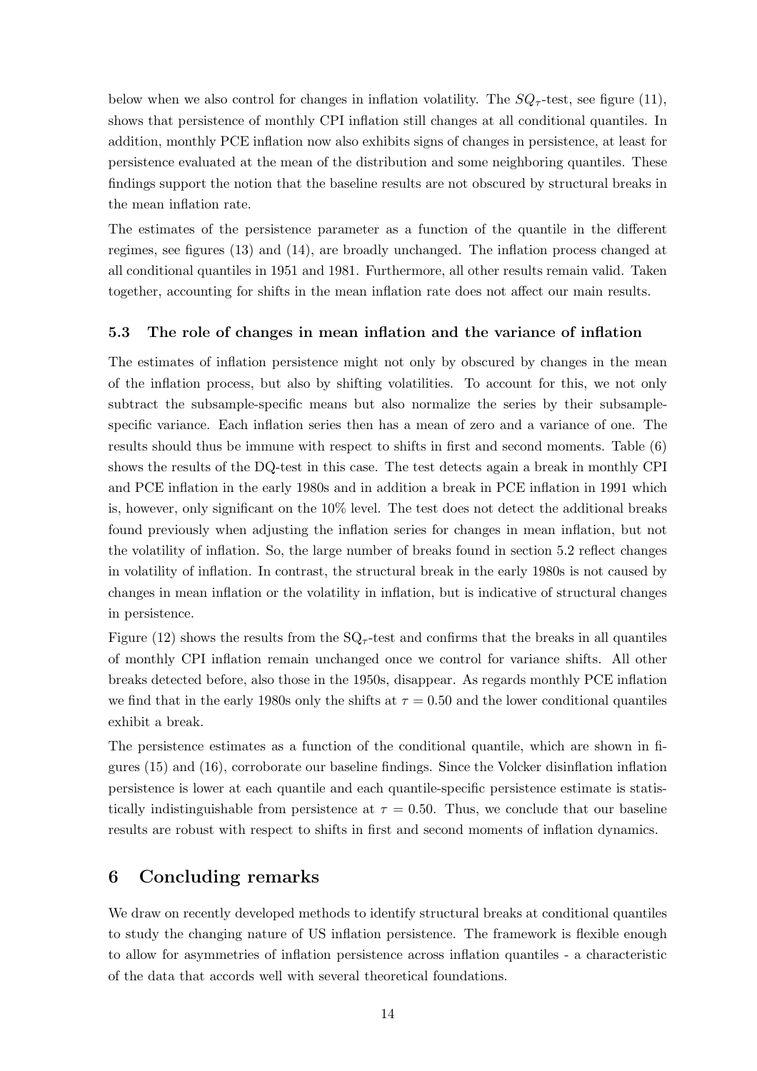below when we also control for changes in inflation volatility. The $SQ_\tau$-test, see figure (11), shows that persistence of monthly CPI inflation still changes at all conditional quantiles. In addition, monthly PCE inflation now also exhibits signs of changes in persistence, at least for persistence evaluated at the mean of the distribution and some neighboring quantiles. These findings support the notion that the baseline results are not obscured by structural breaks in the mean inflation rate.

The estimates of the persistence parameter as a function of the quantile in the different regimes, see figures (13) and (14), are broadly unchanged. The inflation process changed at all conditional quantiles in 1951 and 1981. Furthermore, all other results remain valid. Taken together, accounting for shifts in the mean inflation rate does not affect our main results.

### 5.3 The role of changes in mean inflation and the variance of inflation

The estimates of inflation persistence might not only by obscured by changes in the mean of the inflation process, but also by shifting volatilities. To account for this, we not only subtract the subsample-specific means but also normalize the series by their subsample-specific variance. Each inflation series then has a mean of zero and a variance of one. The results should thus be immune with respect to shifts in first and second moments. Table (6) shows the results of the DQ-test in this case. The test detects again a break in monthly CPI and PCE inflation in the early 1980s and in addition a break in PCE inflation in 1991 which is, however, only significant on the 10% level. The test does not detect the additional breaks found previously when adjusting the inflation series for changes in mean inflation, but not the volatility of inflation. So, the large number of breaks found in section 5.2 reflect changes in volatility of inflation. In contrast, the structural break in the early 1980s is not caused by changes in mean inflation or the volatility in inflation, but is indicative of structural changes in persistence.

Figure (12) shows the results from the $\text{SQ}_\tau$-test and confirms that the breaks in all quantiles of monthly CPI inflation remain unchanged once we control for variance shifts. All other breaks detected before, also those in the 1950s, disappear. As regards monthly PCE inflation we find that in the early 1980s only the shifts at $\tau = 0.50$ and the lower conditional quantiles exhibit a break.

The persistence estimates as a function of the conditional quantile, which are shown in figures (15) and (16), corroborate our baseline findings. Since the Volcker disinflation inflation persistence is lower at each quantile and each quantile-specific persistence estimate is statistically indistinguishable from persistence at $\tau = 0.50$. Thus, we conclude that our baseline results are robust with respect to shifts in first and second moments of inflation dynamics.

## 6 Concluding remarks

We draw on recently developed methods to identify structural breaks at conditional quantiles to study the changing nature of US inflation persistence. The framework is flexible enough to allow for asymmetries of inflation persistence across inflation quantiles - a characteristic of the data that accords well with several theoretical foundations.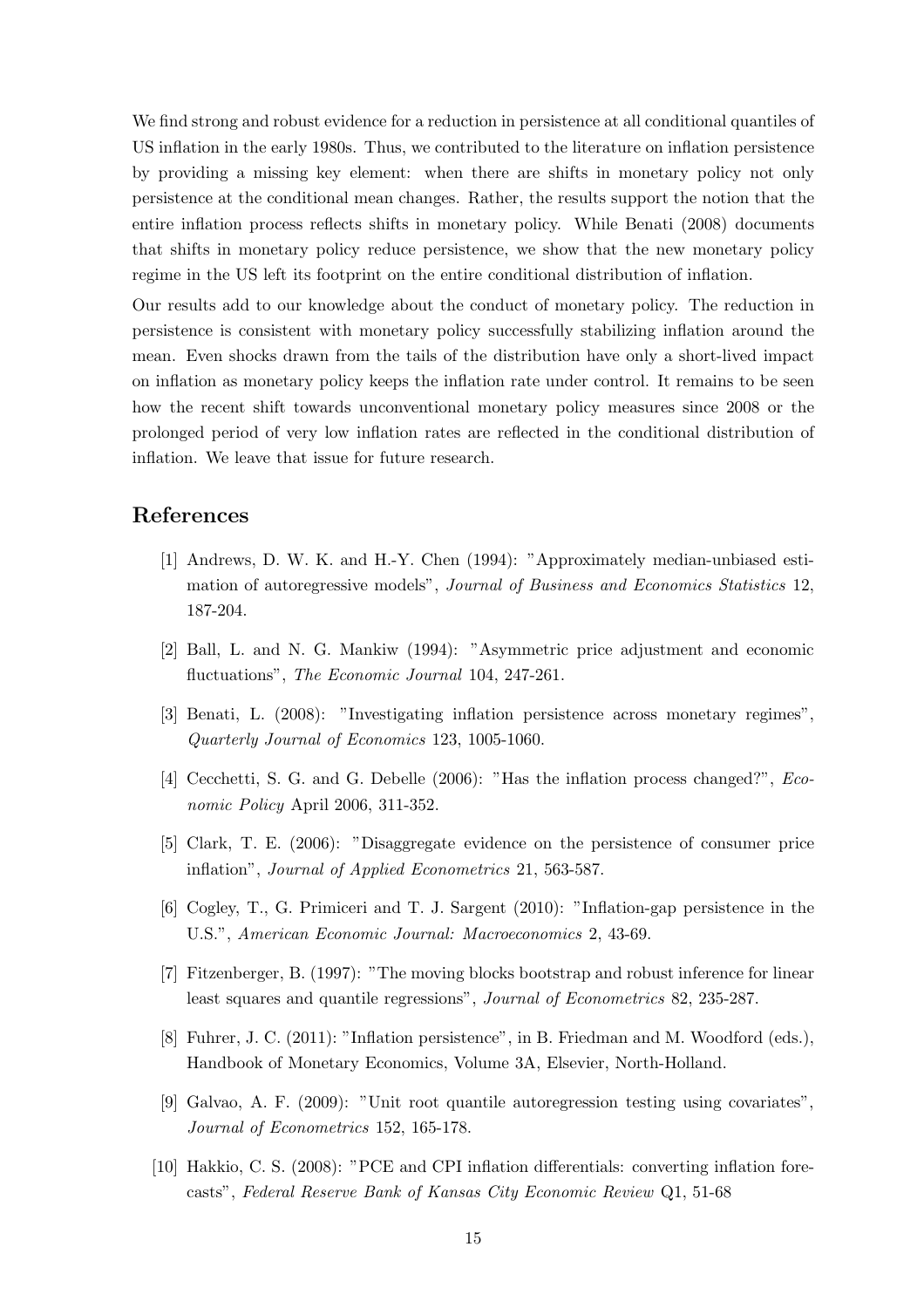We find strong and robust evidence for a reduction in persistence at all conditional quantiles of US inflation in the early 1980s. Thus, we contributed to the literature on inflation persistence by providing a missing key element: when there are shifts in monetary policy not only persistence at the conditional mean changes. Rather, the results support the notion that the entire inflation process reflects shifts in monetary policy. While Benati (2008) documents that shifts in monetary policy reduce persistence, we show that the new monetary policy regime in the US left its footprint on the entire conditional distribution of inflation.

Our results add to our knowledge about the conduct of monetary policy. The reduction in persistence is consistent with monetary policy successfully stabilizing inflation around the mean. Even shocks drawn from the tails of the distribution have only a short-lived impact on inflation as monetary policy keeps the inflation rate under control. It remains to be seen how the recent shift towards unconventional monetary policy measures since 2008 or the prolonged period of very low inflation rates are reflected in the conditional distribution of inflation. We leave that issue for future research.

## References

[1] Andrews, D. W. K. and H.-Y. Chen (1994): "Approximately median-unbiased estimation of autoregressive models", *Journal of Business and Economics Statistics* 12, 187-204.

[2] Ball, L. and N. G. Mankiw (1994): "Asymmetric price adjustment and economic fluctuations", *The Economic Journal* 104, 247-261.

[3] Benati, L. (2008): "Investigating inflation persistence across monetary regimes", *Quarterly Journal of Economics* 123, 1005-1060.

[4] Cecchetti, S. G. and G. Debelle (2006): "Has the inflation process changed?", *Economic Policy* April 2006, 311-352.

[5] Clark, T. E. (2006): "Disaggregate evidence on the persistence of consumer price inflation", *Journal of Applied Econometrics* 21, 563-587.

[6] Cogley, T., G. Primiceri and T. J. Sargent (2010): "Inflation-gap persistence in the U.S.", *American Economic Journal: Macroeconomics* 2, 43-69.

[7] Fitzenberger, B. (1997): "The moving blocks bootstrap and robust inference for linear least squares and quantile regressions", *Journal of Econometrics* 82, 235-287.

[8] Fuhrer, J. C. (2011): "Inflation persistence", in B. Friedman and M. Woodford (eds.), Handbook of Monetary Economics, Volume 3A, Elsevier, North-Holland.

[9] Galvao, A. F. (2009): "Unit root quantile autoregression testing using covariates", *Journal of Econometrics* 152, 165-178.

[10] Hakkio, C. S. (2008): "PCE and CPI inflation differentials: converting inflation forecasts", *Federal Reserve Bank of Kansas City Economic Review* Q1, 51-68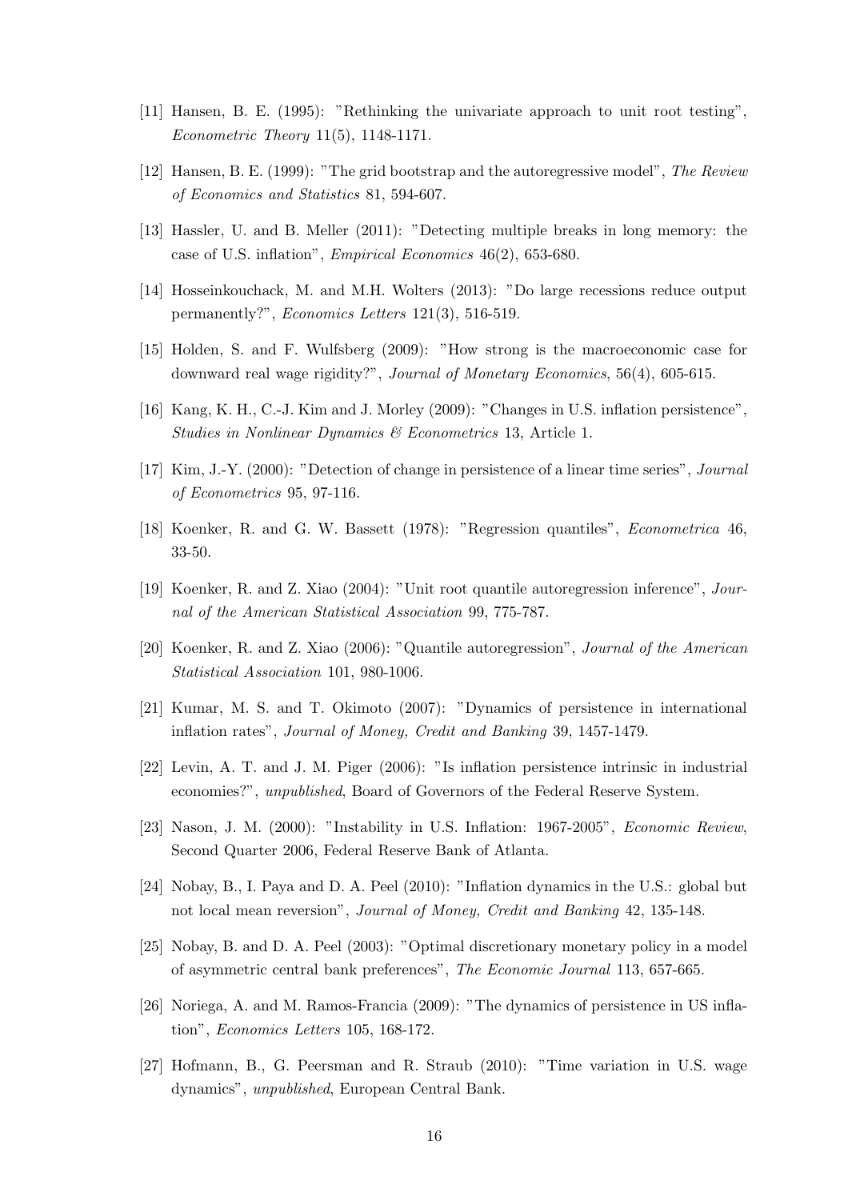[11] Hansen, B. E. (1995): "Rethinking the univariate approach to unit root testing", *Econometric Theory* 11(5), 1148-1171.

[12] Hansen, B. E. (1999): "The grid bootstrap and the autoregressive model", *The Review of Economics and Statistics* 81, 594-607.

[13] Hassler, U. and B. Meller (2011): "Detecting multiple breaks in long memory: the case of U.S. inflation", *Empirical Economics* 46(2), 653-680.

[14] Hosseinkouchack, M. and M.H. Wolters (2013): "Do large recessions reduce output permanently?", *Economics Letters* 121(3), 516-519.

[15] Holden, S. and F. Wulfsberg (2009): "How strong is the macroeconomic case for downward real wage rigidity?", *Journal of Monetary Economics*, 56(4), 605-615.

[16] Kang, K. H., C.-J. Kim and J. Morley (2009): "Changes in U.S. inflation persistence", *Studies in Nonlinear Dynamics & Econometrics* 13, Article 1.

[17] Kim, J.-Y. (2000): "Detection of change in persistence of a linear time series", *Journal of Econometrics* 95, 97-116.

[18] Koenker, R. and G. W. Bassett (1978): "Regression quantiles", *Econometrica* 46, 33-50.

[19] Koenker, R. and Z. Xiao (2004): "Unit root quantile autoregression inference", *Journal of the American Statistical Association* 99, 775-787.

[20] Koenker, R. and Z. Xiao (2006): "Quantile autoregression", *Journal of the American Statistical Association* 101, 980-1006.

[21] Kumar, M. S. and T. Okimoto (2007): "Dynamics of persistence in international inflation rates", *Journal of Money, Credit and Banking* 39, 1457-1479.

[22] Levin, A. T. and J. M. Piger (2006): "Is inflation persistence intrinsic in industrial economies?", *unpublished*, Board of Governors of the Federal Reserve System.

[23] Nason, J. M. (2000): "Instability in U.S. Inflation: 1967-2005", *Economic Review*, Second Quarter 2006, Federal Reserve Bank of Atlanta.

[24] Nobay, B., I. Paya and D. A. Peel (2010): "Inflation dynamics in the U.S.: global but not local mean reversion", *Journal of Money, Credit and Banking* 42, 135-148.

[25] Nobay, B. and D. A. Peel (2003): "Optimal discretionary monetary policy in a model of asymmetric central bank preferences", *The Economic Journal* 113, 657-665.

[26] Noriega, A. and M. Ramos-Francia (2009): "The dynamics of persistence in US inflation", *Economics Letters* 105, 168-172.

[27] Hofmann, B., G. Peersman and R. Straub (2010): "Time variation in U.S. wage dynamics", *unpublished*, European Central Bank.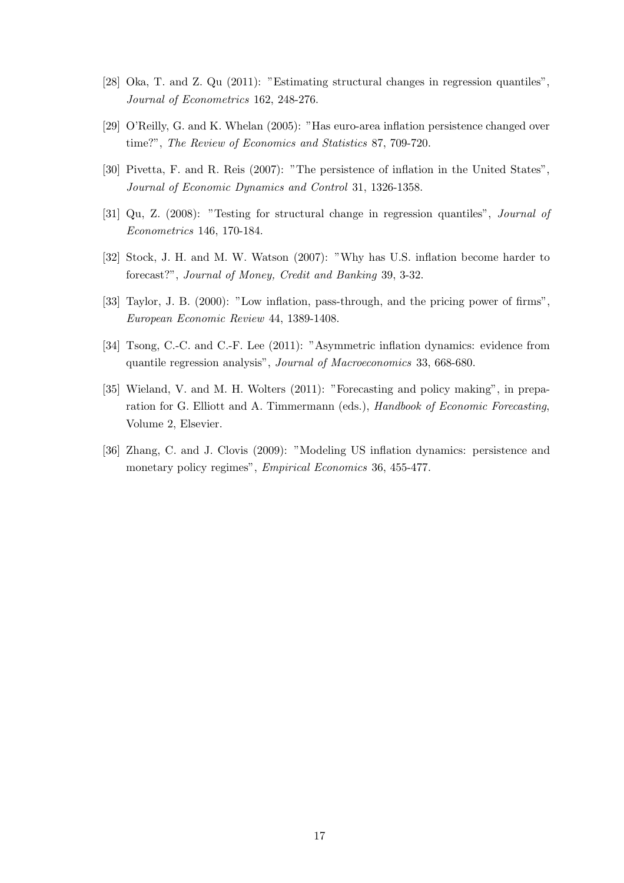[28] Oka, T. and Z. Qu (2011): "Estimating structural changes in regression quantiles", *Journal of Econometrics* 162, 248-276.

[29] O'Reilly, G. and K. Whelan (2005): "Has euro-area inflation persistence changed over time?", *The Review of Economics and Statistics* 87, 709-720.

[30] Pivetta, F. and R. Reis (2007): "The persistence of inflation in the United States", *Journal of Economic Dynamics and Control* 31, 1326-1358.

[31] Qu, Z. (2008): "Testing for structural change in regression quantiles", *Journal of Econometrics* 146, 170-184.

[32] Stock, J. H. and M. W. Watson (2007): "Why has U.S. inflation become harder to forecast?", *Journal of Money, Credit and Banking* 39, 3-32.

[33] Taylor, J. B. (2000): "Low inflation, pass-through, and the pricing power of firms", *European Economic Review* 44, 1389-1408.

[34] Tsong, C.-C. and C.-F. Lee (2011): "Asymmetric inflation dynamics: evidence from quantile regression analysis", *Journal of Macroeconomics* 33, 668-680.

[35] Wieland, V. and M. H. Wolters (2011): "Forecasting and policy making", in preparation for G. Elliott and A. Timmermann (eds.), *Handbook of Economic Forecasting*, Volume 2, Elsevier.

[36] Zhang, C. and J. Clovis (2009): "Modeling US inflation dynamics: persistence and monetary policy regimes", *Empirical Economics* 36, 455-477.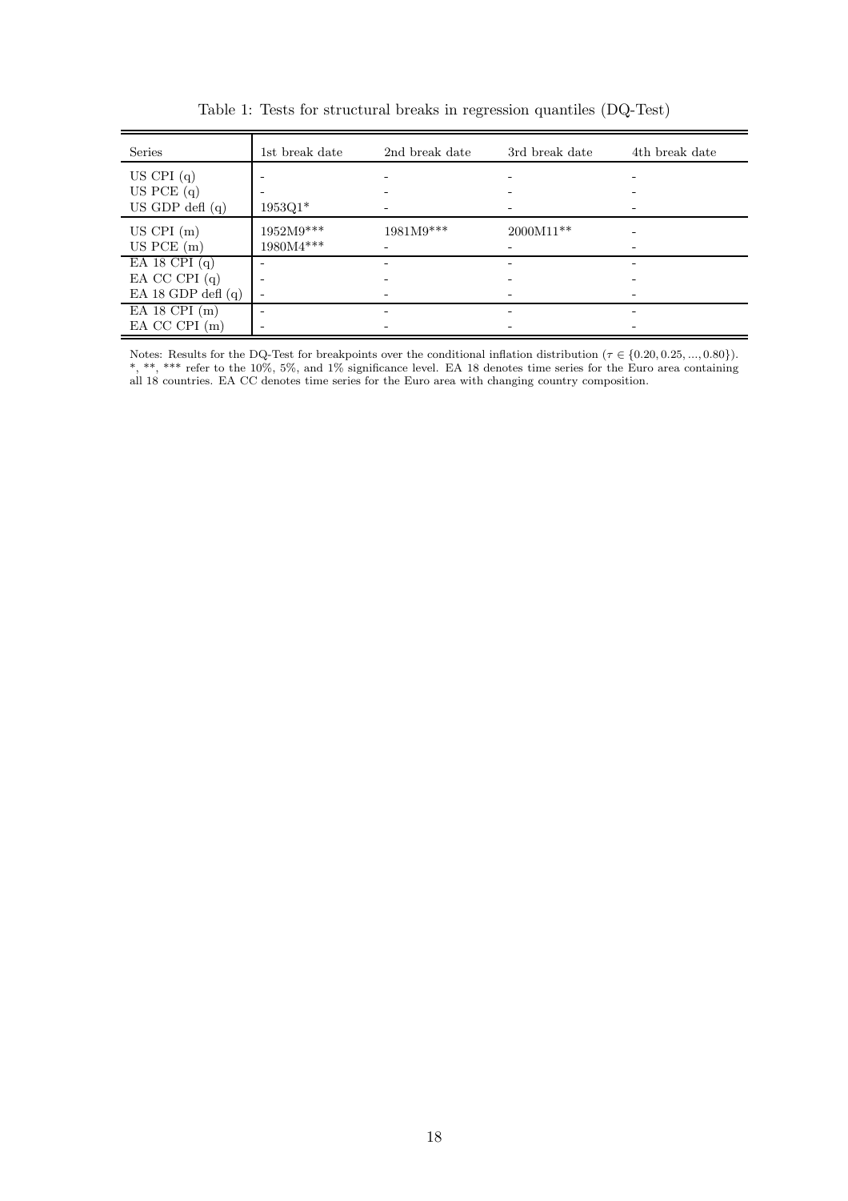Table 1: Tests for structural breaks in regression quantiles (DQ-Test)

| Series | 1st break date | 2nd break date | 3rd break date | 4th break date |
|---|---|---|---|---|
| US CPI (q) | - | - | - | - |
| US PCE (q) | - | - | - | - |
| US GDP defl (q) | 1953Q1* | - | - | - |
| US CPI (m) | 1952M9*** | 1981M9*** | 2000M11** | - |
| US PCE (m) | 1980M4*** | - | - | - |
| EA 18 CPI (q) | - | - | - | - |
| EA CC CPI (q) | - | - | - | - |
| EA 18 GDP defl (q) | - | - | - | - |
| EA 18 CPI (m) | - | - | - | - |
| EA CC CPI (m) | - | - | - | - |

Notes: Results for the DQ-Test for breakpoints over the conditional inflation distribution ($\tau \in \{0.20, 0.25, ..., 0.80\}$). *, **, *** refer to the 10%, 5%, and 1% significance level. EA 18 denotes time series for the Euro area containing all 18 countries. EA CC denotes time series for the Euro area with changing country composition.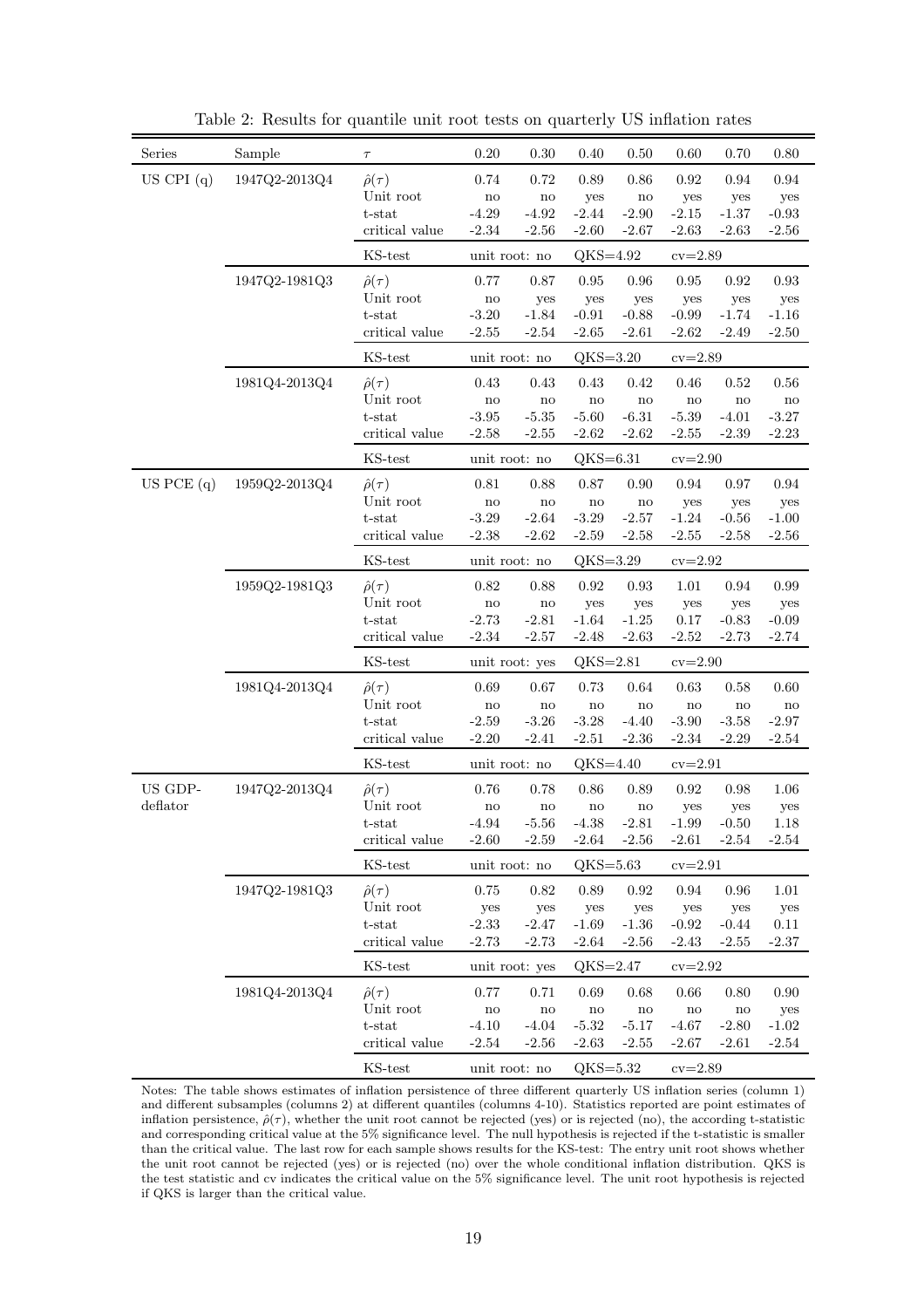Table 2: Results for quantile unit root tests on quarterly US inflation rates

| Series | Sample | $\tau$ | 0.20 | 0.30 | 0.40 | 0.50 | 0.60 | 0.70 | 0.80 |
|---|---|---|---|---|---|---|---|---|---|
| US CPI (q) | 1947Q2-2013Q4 | $\hat{\rho}(\tau)$ | 0.74 | 0.72 | 0.89 | 0.86 | 0.92 | 0.94 | 0.94 |
| | | Unit root | no | no | yes | no | yes | yes | yes |
| | | t-stat | -4.29 | -4.92 | -2.44 | -2.90 | -2.15 | -1.37 | -0.93 |
| | | critical value | -2.34 | -2.56 | -2.60 | -2.67 | -2.63 | -2.63 | -2.56 |
| | | KS-test | unit root: no | | QKS=4.92 | | cv=2.89 | | |
| | 1947Q2-1981Q3 | $\hat{\rho}(\tau)$ | 0.77 | 0.87 | 0.95 | 0.96 | 0.95 | 0.92 | 0.93 |
| | | Unit root | no | yes | yes | yes | yes | yes | yes |
| | | t-stat | -3.20 | -1.84 | -0.91 | -0.88 | -0.99 | -1.74 | -1.16 |
| | | critical value | -2.55 | -2.54 | -2.65 | -2.61 | -2.62 | -2.49 | -2.50 |
| | | KS-test | unit root: no | | QKS=3.20 | | cv=2.89 | | |
| | 1981Q4-2013Q4 | $\hat{\rho}(\tau)$ | 0.43 | 0.43 | 0.43 | 0.42 | 0.46 | 0.52 | 0.56 |
| | | Unit root | no | no | no | no | no | no | no |
| | | t-stat | -3.95 | -5.35 | -5.60 | -6.31 | -5.39 | -4.01 | -3.27 |
| | | critical value | -2.58 | -2.55 | -2.62 | -2.62 | -2.55 | -2.39 | -2.23 |
| | | KS-test | unit root: no | | QKS=6.31 | | cv=2.90 | | |
| US PCE (q) | 1959Q2-2013Q4 | $\hat{\rho}(\tau)$ | 0.81 | 0.88 | 0.87 | 0.90 | 0.94 | 0.97 | 0.94 |
| | | Unit root | no | no | no | no | yes | yes | yes |
| | | t-stat | -3.29 | -2.64 | -3.29 | -2.57 | -1.24 | -0.56 | -1.00 |
| | | critical value | -2.38 | -2.62 | -2.59 | -2.58 | -2.55 | -2.58 | -2.56 |
| | | KS-test | unit root: no | | QKS=3.29 | | cv=2.92 | | |
| | 1959Q2-1981Q3 | $\hat{\rho}(\tau)$ | 0.82 | 0.88 | 0.92 | 0.93 | 1.01 | 0.94 | 0.99 |
| | | Unit root | no | no | yes | yes | yes | yes | yes |
| | | t-stat | -2.73 | -2.81 | -1.64 | -1.25 | 0.17 | -0.83 | -0.09 |
| | | critical value | -2.34 | -2.57 | -2.48 | -2.63 | -2.52 | -2.73 | -2.74 |
| | | KS-test | unit root: yes | | QKS=2.81 | | cv=2.90 | | |
| | 1981Q4-2013Q4 | $\hat{\rho}(\tau)$ | 0.69 | 0.67 | 0.73 | 0.64 | 0.63 | 0.58 | 0.60 |
| | | Unit root | no | no | no | no | no | no | no |
| | | t-stat | -2.59 | -3.26 | -3.28 | -4.40 | -3.90 | -3.58 | -2.97 |
| | | critical value | -2.20 | -2.41 | -2.51 | -2.36 | -2.34 | -2.29 | -2.54 |
| | | KS-test | unit root: no | | QKS=4.40 | | cv=2.91 | | |
| US GDP-deflator | 1947Q2-2013Q4 | $\hat{\rho}(\tau)$ | 0.76 | 0.78 | 0.86 | 0.89 | 0.92 | 0.98 | 1.06 |
| | | Unit root | no | no | no | no | yes | yes | yes |
| | | t-stat | -4.94 | -5.56 | -4.38 | -2.81 | -1.99 | -0.50 | 1.18 |
| | | critical value | -2.60 | -2.59 | -2.64 | -2.56 | -2.61 | -2.54 | -2.54 |
| | | KS-test | unit root: no | | QKS=5.63 | | cv=2.91 | | |
| | 1947Q2-1981Q3 | $\hat{\rho}(\tau)$ | 0.75 | 0.82 | 0.89 | 0.92 | 0.94 | 0.96 | 1.01 |
| | | Unit root | yes | yes | yes | yes | yes | yes | yes |
| | | t-stat | -2.33 | -2.47 | -1.69 | -1.36 | -0.92 | -0.44 | 0.11 |
| | | critical value | -2.73 | -2.73 | -2.64 | -2.56 | -2.43 | -2.55 | -2.37 |
| | | KS-test | unit root: yes | | QKS=2.47 | | cv=2.92 | | |
| | 1981Q4-2013Q4 | $\hat{\rho}(\tau)$ | 0.77 | 0.71 | 0.69 | 0.68 | 0.66 | 0.80 | 0.90 |
| | | Unit root | no | no | no | no | no | no | yes |
| | | t-stat | -4.10 | -4.04 | -5.32 | -5.17 | -4.67 | -2.80 | -1.02 |
| | | critical value | -2.54 | -2.56 | -2.63 | -2.55 | -2.67 | -2.61 | -2.54 |
| | | KS-test | unit root: no | | QKS=5.32 | | cv=2.89 | | |

Notes: The table shows estimates of inflation persistence of three different quarterly US inflation series (column 1) and different subsamples (columns 2) at different quantiles (columns 4-10). Statistics reported are point estimates of inflation persistence, $\hat{\rho}(\tau)$, whether the unit root cannot be rejected (yes) or is rejected (no), the according t-statistic and corresponding critical value at the 5% significance level. The null hypothesis is rejected if the t-statistic is smaller than the critical value. The last row for each sample shows results for the KS-test: The entry unit root shows whether the unit root cannot be rejected (yes) or is rejected (no) over the whole conditional inflation distribution. QKS is the test statistic and cv indicates the critical value on the 5% significance level. The unit root hypothesis is rejected if QKS is larger than the critical value.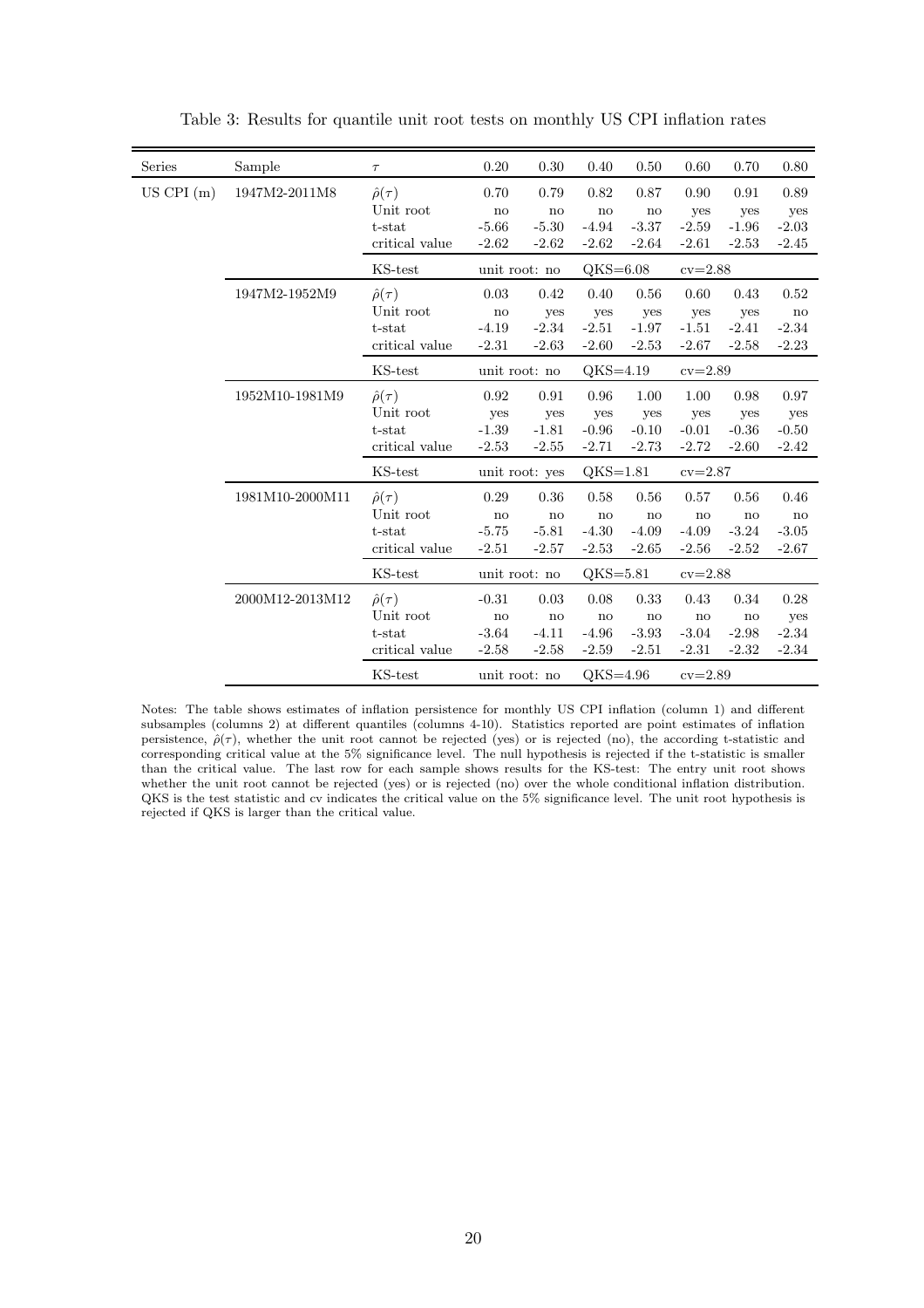Table 3: Results for quantile unit root tests on monthly US CPI inflation rates

| Series | Sample | $\tau$ | 0.20 | 0.30 | 0.40 | 0.50 | 0.60 | 0.70 | 0.80 |
|---|---|---|---|---|---|---|---|---|---|
| US CPI (m) | 1947M2-2011M8 | $\hat{\rho}(\tau)$ | 0.70 | 0.79 | 0.82 | 0.87 | 0.90 | 0.91 | 0.89 |
| | | Unit root | no | no | no | no | yes | yes | yes |
| | | t-stat | -5.66 | -5.30 | -4.94 | -3.37 | -2.59 | -1.96 | -2.03 |
| | | critical value | -2.62 | -2.62 | -2.62 | -2.64 | -2.61 | -2.53 | -2.45 |
| | | KS-test | unit root: no | | QKS=6.08 | | cv=2.88 | | |
| | 1947M2-1952M9 | $\hat{\rho}(\tau)$ | 0.03 | 0.42 | 0.40 | 0.56 | 0.60 | 0.43 | 0.52 |
| | | Unit root | no | yes | yes | yes | yes | yes | no |
| | | t-stat | -4.19 | -2.34 | -2.51 | -1.97 | -1.51 | -2.41 | -2.34 |
| | | critical value | -2.31 | -2.63 | -2.60 | -2.53 | -2.67 | -2.58 | -2.23 |
| | | KS-test | unit root: no | | QKS=4.19 | | cv=2.89 | | |
| | 1952M10-1981M9 | $\hat{\rho}(\tau)$ | 0.92 | 0.91 | 0.96 | 1.00 | 1.00 | 0.98 | 0.97 |
| | | Unit root | yes | yes | yes | yes | yes | yes | yes |
| | | t-stat | -1.39 | -1.81 | -0.96 | -0.10 | -0.01 | -0.36 | -0.50 |
| | | critical value | -2.53 | -2.55 | -2.71 | -2.73 | -2.72 | -2.60 | -2.42 |
| | | KS-test | unit root: yes | | QKS=1.81 | | cv=2.87 | | |
| | 1981M10-2000M11 | $\hat{\rho}(\tau)$ | 0.29 | 0.36 | 0.58 | 0.56 | 0.57 | 0.56 | 0.46 |
| | | Unit root | no | no | no | no | no | no | no |
| | | t-stat | -5.75 | -5.81 | -4.30 | -4.09 | -4.09 | -3.24 | -3.05 |
| | | critical value | -2.51 | -2.57 | -2.53 | -2.65 | -2.56 | -2.52 | -2.67 |
| | | KS-test | unit root: no | | QKS=5.81 | | cv=2.88 | | |
| | 2000M12-2013M12 | $\hat{\rho}(\tau)$ | -0.31 | 0.03 | 0.08 | 0.33 | 0.43 | 0.34 | 0.28 |
| | | Unit root | no | no | no | no | no | no | yes |
| | | t-stat | -3.64 | -4.11 | -4.96 | -3.93 | -3.04 | -2.98 | -2.34 |
| | | critical value | -2.58 | -2.58 | -2.59 | -2.51 | -2.31 | -2.32 | -2.34 |
| | | KS-test | unit root: no | | QKS=4.96 | | cv=2.89 | | |

Notes: The table shows estimates of inflation persistence for monthly US CPI inflation (column 1) and different subsamples (columns 2) at different quantiles (columns 4-10). Statistics reported are point estimates of inflation persistence, $\hat{\rho}(\tau)$, whether the unit root cannot be rejected (yes) or is rejected (no), the according t-statistic and corresponding critical value at the 5% significance level. The null hypothesis is rejected if the t-statistic is smaller than the critical value. The last row for each sample shows results for the KS-test: The entry unit root shows whether the unit root cannot be rejected (yes) or is rejected (no) over the whole conditional inflation distribution. QKS is the test statistic and cv indicates the critical value on the 5% significance level. The unit root hypothesis is rejected if QKS is larger than the critical value.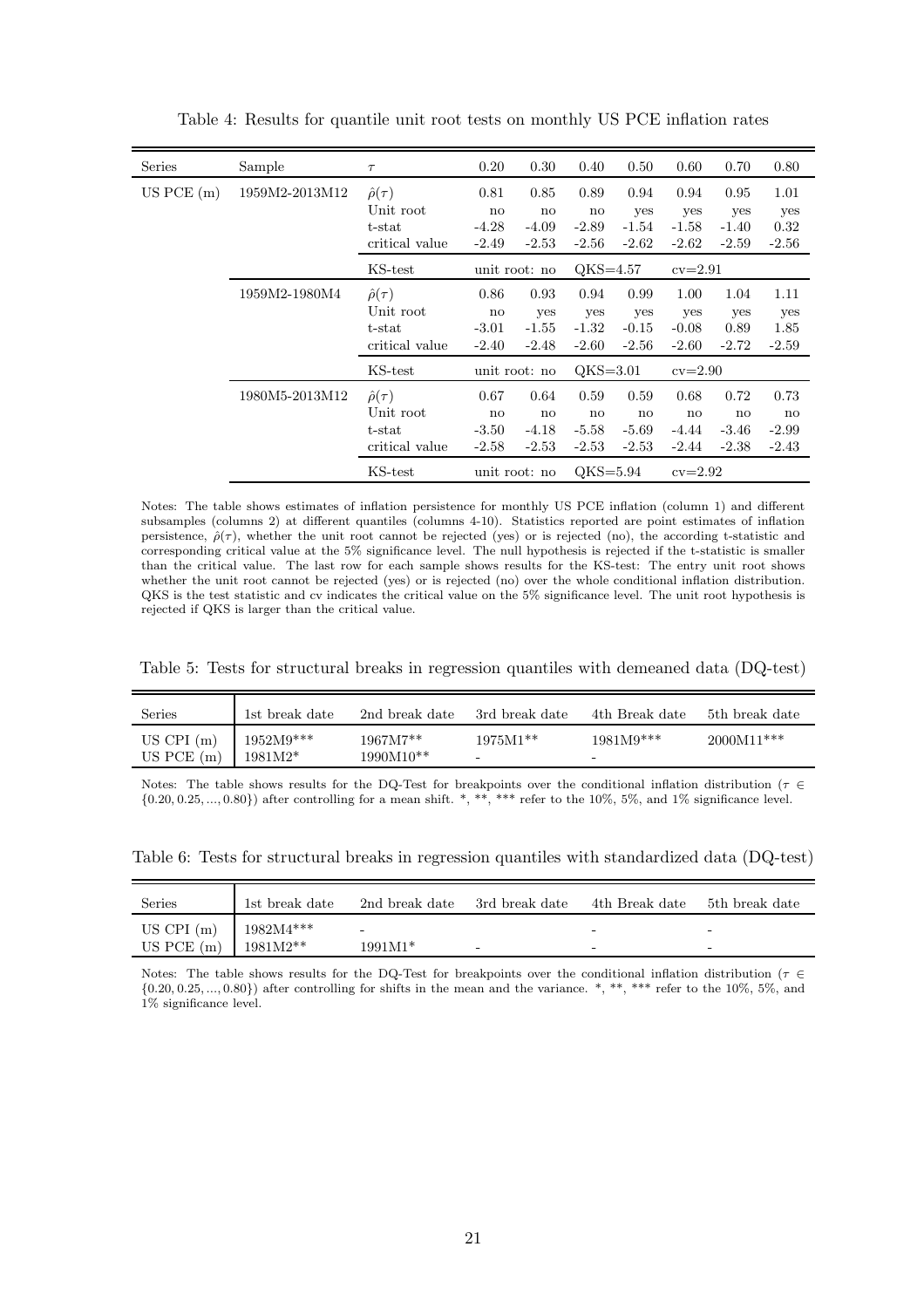Table 4: Results for quantile unit root tests on monthly US PCE inflation rates

| Series | Sample | $\tau$ | 0.20 | 0.30 | 0.40 | 0.50 | 0.60 | 0.70 | 0.80 |
|---|---|---|---|---|---|---|---|---|---|
| US PCE (m) | 1959M2-2013M12 | $\hat{\rho}(\tau)$ | 0.81 | 0.85 | 0.89 | 0.94 | 0.94 | 0.95 | 1.01 |
| | | Unit root | no | no | no | yes | yes | yes | yes |
| | | t-stat | -4.28 | -4.09 | -2.89 | -1.54 | -1.58 | -1.40 | 0.32 |
| | | critical value | -2.49 | -2.53 | -2.56 | -2.62 | -2.62 | -2.59 | -2.56 |
| | | KS-test | unit root: no | | QKS=4.57 | | cv=2.91 | | |
| | 1959M2-1980M4 | $\hat{\rho}(\tau)$ | 0.86 | 0.93 | 0.94 | 0.99 | 1.00 | 1.04 | 1.11 |
| | | Unit root | no | yes | yes | yes | yes | yes | yes |
| | | t-stat | -3.01 | -1.55 | -1.32 | -0.15 | -0.08 | 0.89 | 1.85 |
| | | critical value | -2.40 | -2.48 | -2.60 | -2.56 | -2.60 | -2.72 | -2.59 |
| | | KS-test | unit root: no | | QKS=3.01 | | cv=2.90 | | |
| | 1980M5-2013M12 | $\hat{\rho}(\tau)$ | 0.67 | 0.64 | 0.59 | 0.59 | 0.68 | 0.72 | 0.73 |
| | | Unit root | no | no | no | no | no | no | no |
| | | t-stat | -3.50 | -4.18 | -5.58 | -5.69 | -4.44 | -3.46 | -2.99 |
| | | critical value | -2.58 | -2.53 | -2.53 | -2.53 | -2.44 | -2.38 | -2.43 |
| | | KS-test | unit root: no | | QKS=5.94 | | cv=2.92 | | |

Notes: The table shows estimates of inflation persistence for monthly US PCE inflation (column 1) and different subsamples (columns 2) at different quantiles (columns 4-10). Statistics reported are point estimates of inflation persistence, $\hat{\rho}(\tau)$, whether the unit root cannot be rejected (yes) or is rejected (no), the according t-statistic and corresponding critical value at the 5% significance level. The null hypothesis is rejected if the t-statistic is smaller than the critical value. The last row for each sample shows results for the KS-test: The entry unit root shows whether the unit root cannot be rejected (yes) or is rejected (no) over the whole conditional inflation distribution. QKS is the test statistic and cv indicates the critical value on the 5% significance level. The unit root hypothesis is rejected if QKS is larger than the critical value.

Table 5: Tests for structural breaks in regression quantiles with demeaned data (DQ-test)

| Series | 1st break date | 2nd break date | 3rd break date | 4th Break date | 5th break date |
|---|---|---|---|---|---|
| US CPI (m) | 1952M9*** | 1967M7** | 1975M1** | 1981M9*** | 2000M11*** |
| US PCE (m) | 1981M2* | 1990M10** | - | - | |

Notes: The table shows results for the DQ-Test for breakpoints over the conditional inflation distribution ($\tau \in \{0.20, 0.25, ..., 0.80\}$) after controlling for a mean shift. *, **, *** refer to the 10%, 5%, and 1% significance level.

Table 6: Tests for structural breaks in regression quantiles with standardized data (DQ-test)

| Series | 1st break date | 2nd break date | 3rd break date | 4th Break date | 5th break date |
|---|---|---|---|---|---|
| US CPI (m) | 1982M4*** | - | | - | - |
| US PCE (m) | 1981M2** | 1991M1* | - | - | - |

Notes: The table shows results for the DQ-Test for breakpoints over the conditional inflation distribution ($\tau \in \{0.20, 0.25, ..., 0.80\}$) after controlling for shifts in the mean and the variance. *, **, *** refer to the 10%, 5%, and 1% significance level.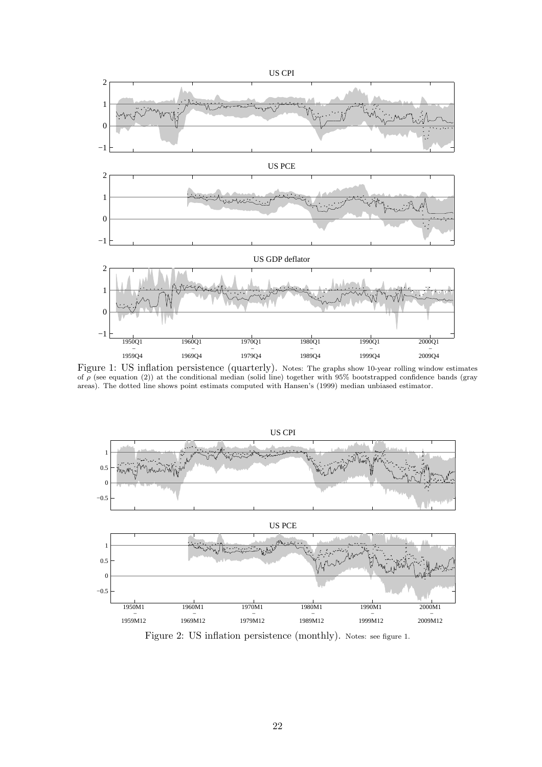Figure 1: US inflation persistence (quarterly). Notes: The graphs show 10-year rolling window estimates of $\rho$ (see equation (2)) at the conditional median (solid line) together with 95% bootstrapped confidence bands (gray areas). The dotted line shows point estimats computed with Hansen's (1999) median unbiased estimator.

Figure 2: US inflation persistence (monthly). Notes: see figure 1.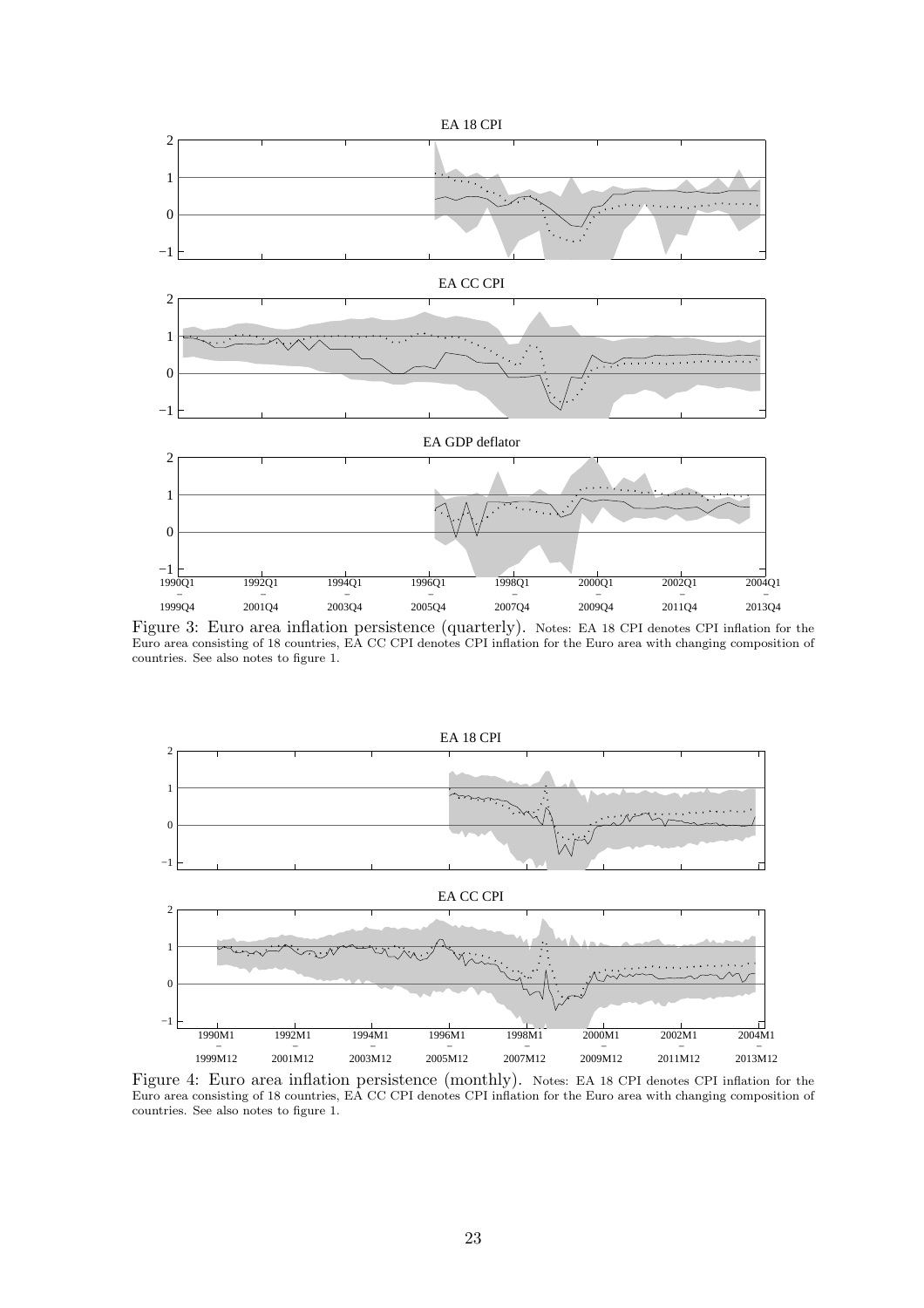Figure 3: Euro area inflation persistence (quarterly). Notes: EA 18 CPI denotes CPI inflation for the Euro area consisting of 18 countries, EA CC CPI denotes CPI inflation for the Euro area with changing composition of countries. See also notes to figure 1.

Figure 4: Euro area inflation persistence (monthly). Notes: EA 18 CPI denotes CPI inflation for the Euro area consisting of 18 countries, EA CC CPI denotes CPI inflation for the Euro area with changing composition of countries. See also notes to figure 1.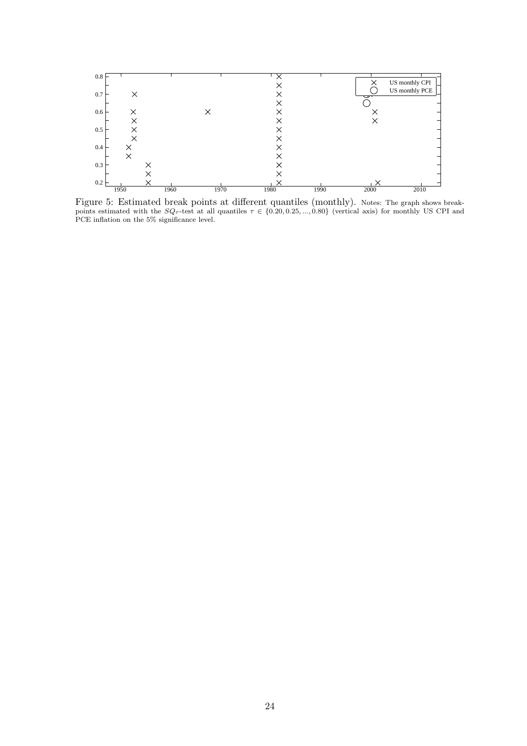Figure 5: Estimated break points at different quantiles (monthly). Notes: The graph shows breakpoints estimated with the $SQ_\tau$-test at all quantiles $\tau \in \{0.20, 0.25, ..., 0.80\}$ (vertical axis) for monthly US CPI and PCE inflation on the 5% significance level.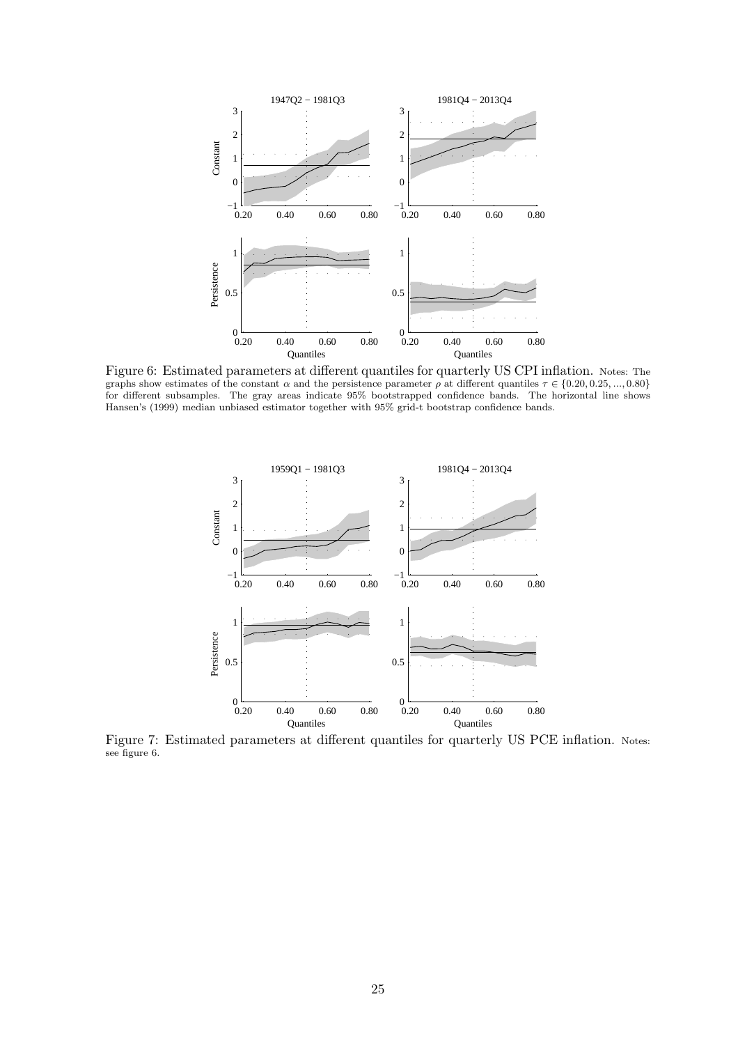Figure 6: Estimated parameters at different quantiles for quarterly US CPI inflation. Notes: The graphs show estimates of the constant $\alpha$ and the persistence parameter $\rho$ at different quantiles $\tau \in \{0.20, 0.25, ..., 0.80\}$ for different subsamples. The gray areas indicate 95% bootstrapped confidence bands. The horizontal line shows Hansen's (1999) median unbiased estimator together with 95% grid-t bootstrap confidence bands.

Figure 7: Estimated parameters at different quantiles for quarterly US PCE inflation. Notes: see figure 6.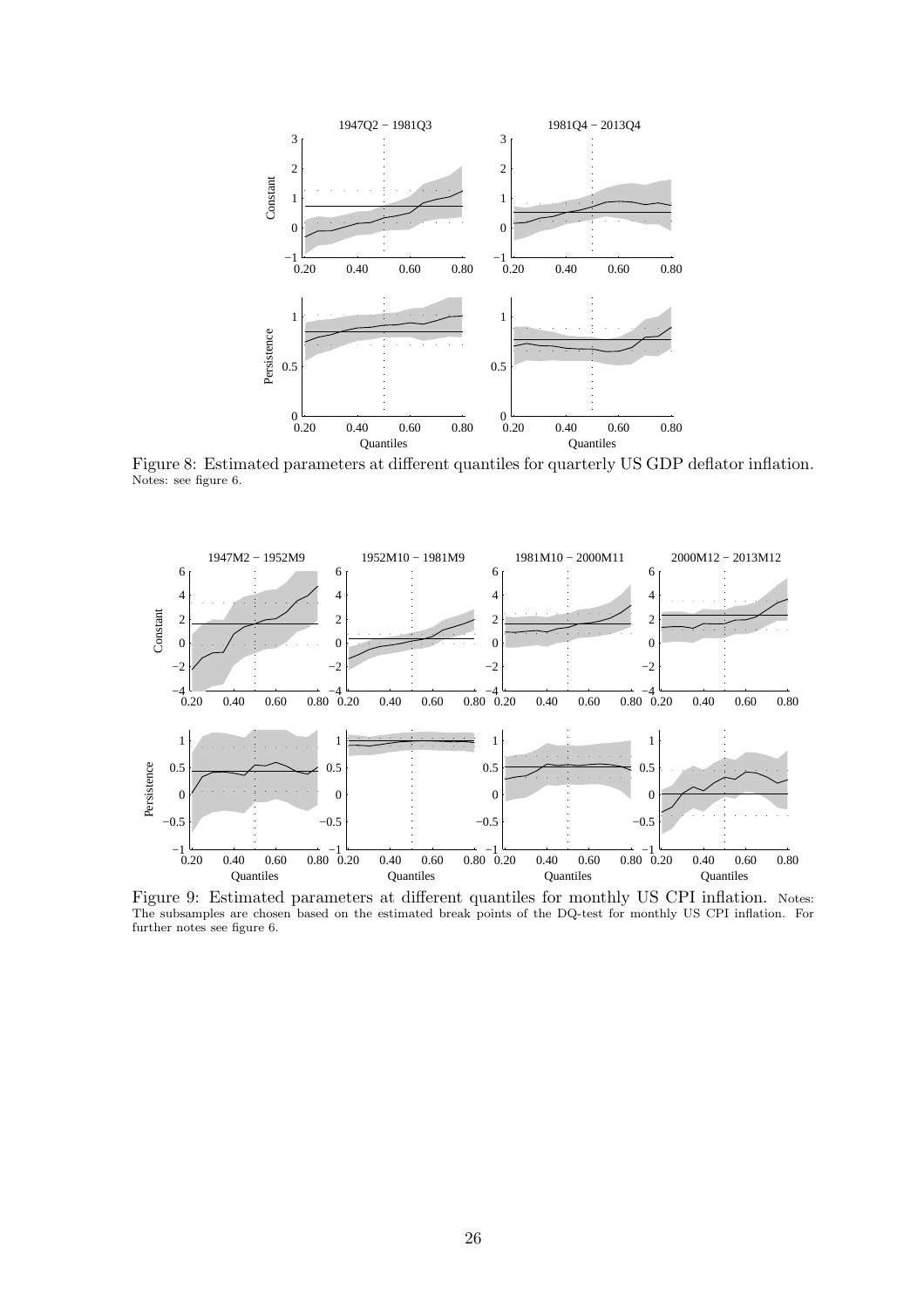Figure 8: Estimated parameters at different quantiles for quarterly US GDP deflator inflation.
Notes: see figure 6.

Figure 9: Estimated parameters at different quantiles for monthly US CPI inflation. Notes: The subsamples are chosen based on the estimated break points of the DQ-test for monthly US CPI inflation. For further notes see figure 6.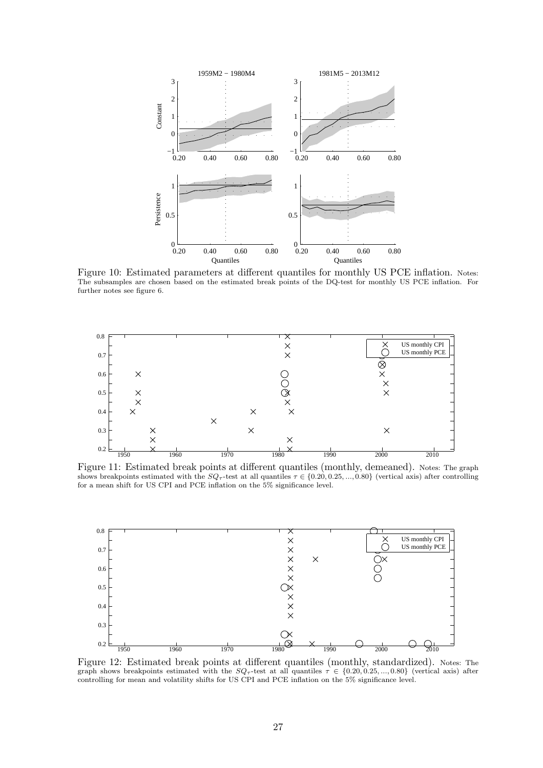Figure 10: Estimated parameters at different quantiles for monthly US PCE inflation. Notes: The subsamples are chosen based on the estimated break points of the DQ-test for monthly US PCE inflation. For further notes see figure 6.

Figure 11: Estimated break points at different quantiles (monthly, demeaned). Notes: The graph shows breakpoints estimated with the $SQ_\tau$-test at all quantiles $\tau \in \{0.20, 0.25, ..., 0.80\}$ (vertical axis) after controlling for a mean shift for US CPI and PCE inflation on the 5% significance level.

Figure 12: Estimated break points at different quantiles (monthly, standardized). Notes: The graph shows breakpoints estimated with the $SQ_\tau$-test at all quantiles $\tau \in \{0.20, 0.25, ..., 0.80\}$ (vertical axis) after controlling for mean and volatility shifts for US CPI and PCE inflation on the 5% significance level.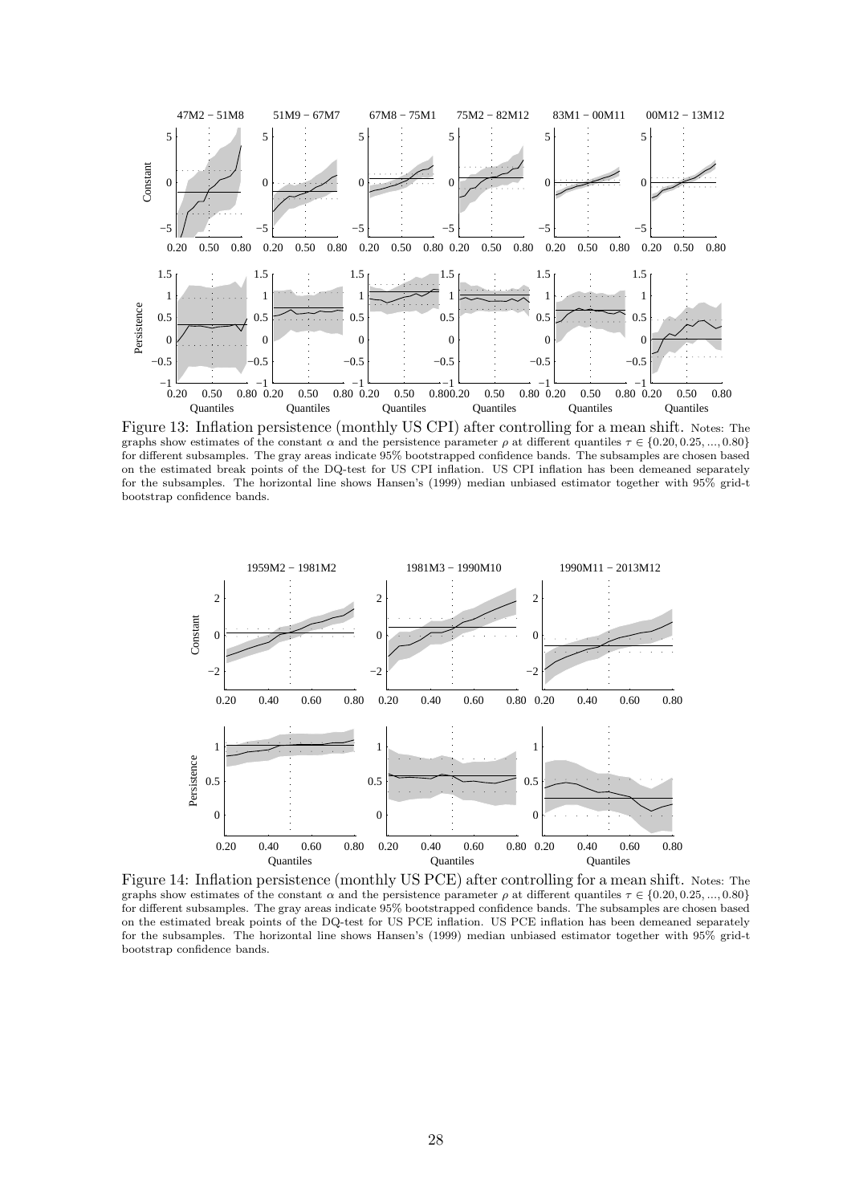Figure 13: Inflation persistence (monthly US CPI) after controlling for a mean shift. Notes: The graphs show estimates of the constant $\alpha$ and the persistence parameter $\rho$ at different quantiles $\tau \in \{0.20, 0.25, ..., 0.80\}$ for different subsamples. The gray areas indicate 95% bootstrapped confidence bands. The subsamples are chosen based on the estimated break points of the DQ-test for US CPI inflation. US CPI inflation has been demeaned separately for the subsamples. The horizontal line shows Hansen's (1999) median unbiased estimator together with 95% grid-t bootstrap confidence bands.

Figure 14: Inflation persistence (monthly US PCE) after controlling for a mean shift. Notes: The graphs show estimates of the constant $\alpha$ and the persistence parameter $\rho$ at different quantiles $\tau \in \{0.20, 0.25, ..., 0.80\}$ for different subsamples. The gray areas indicate 95% bootstrapped confidence bands. The subsamples are chosen based on the estimated break points of the DQ-test for US PCE inflation. US PCE inflation has been demeaned separately for the subsamples. The horizontal line shows Hansen's (1999) median unbiased estimator together with 95% grid-t bootstrap confidence bands.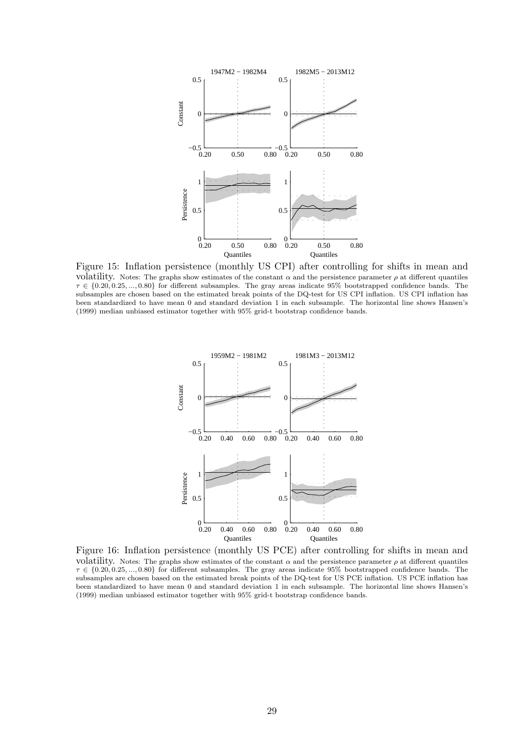1947M2 − 1982M4

1982M5 − 2013M12

Constant

0.5

0

−0.5

0.20 0.50 0.80

0.20 0.50 0.80

Persistence

1

0.5

0

0.20 0.50 0.80

0.20 0.50 0.80

Quantiles

Quantiles

Figure 15: Inflation persistence (monthly US CPI) after controlling for shifts in mean and volatility. Notes: The graphs show estimates of the constant $\alpha$ and the persistence parameter $\rho$ at different quantiles $\tau \in \{0.20, 0.25, ..., 0.80\}$ for different subsamples. The gray areas indicate 95% bootstrapped confidence bands. The subsamples are chosen based on the estimated break points of the DQ-test for US CPI inflation. US CPI inflation has been standardized to have mean 0 and standard deviation 1 in each subsample. The horizontal line shows Hansen's (1999) median unbiased estimator together with 95% grid-t bootstrap confidence bands.

1959M2 − 1981M2

1981M3 − 2013M12

Constant

0.5

0

−0.5

0.20 0.40 0.60 0.80

0.20 0.40 0.60 0.80

Persistence

1

0.5

0

0.20 0.40 0.60 0.80

0.20 0.40 0.60 0.80

Quantiles

Quantiles

Figure 16: Inflation persistence (monthly US PCE) after controlling for shifts in mean and volatility. Notes: The graphs show estimates of the constant $\alpha$ and the persistence parameter $\rho$ at different quantiles $\tau \in \{0.20, 0.25, ..., 0.80\}$ for different subsamples. The gray areas indicate 95% bootstrapped confidence bands. The subsamples are chosen based on the estimated break points of the DQ-test for US PCE inflation. US PCE inflation has been standardized to have mean 0 and standard deviation 1 in each subsample. The horizontal line shows Hansen's (1999) median unbiased estimator together with 95% grid-t bootstrap confidence bands.